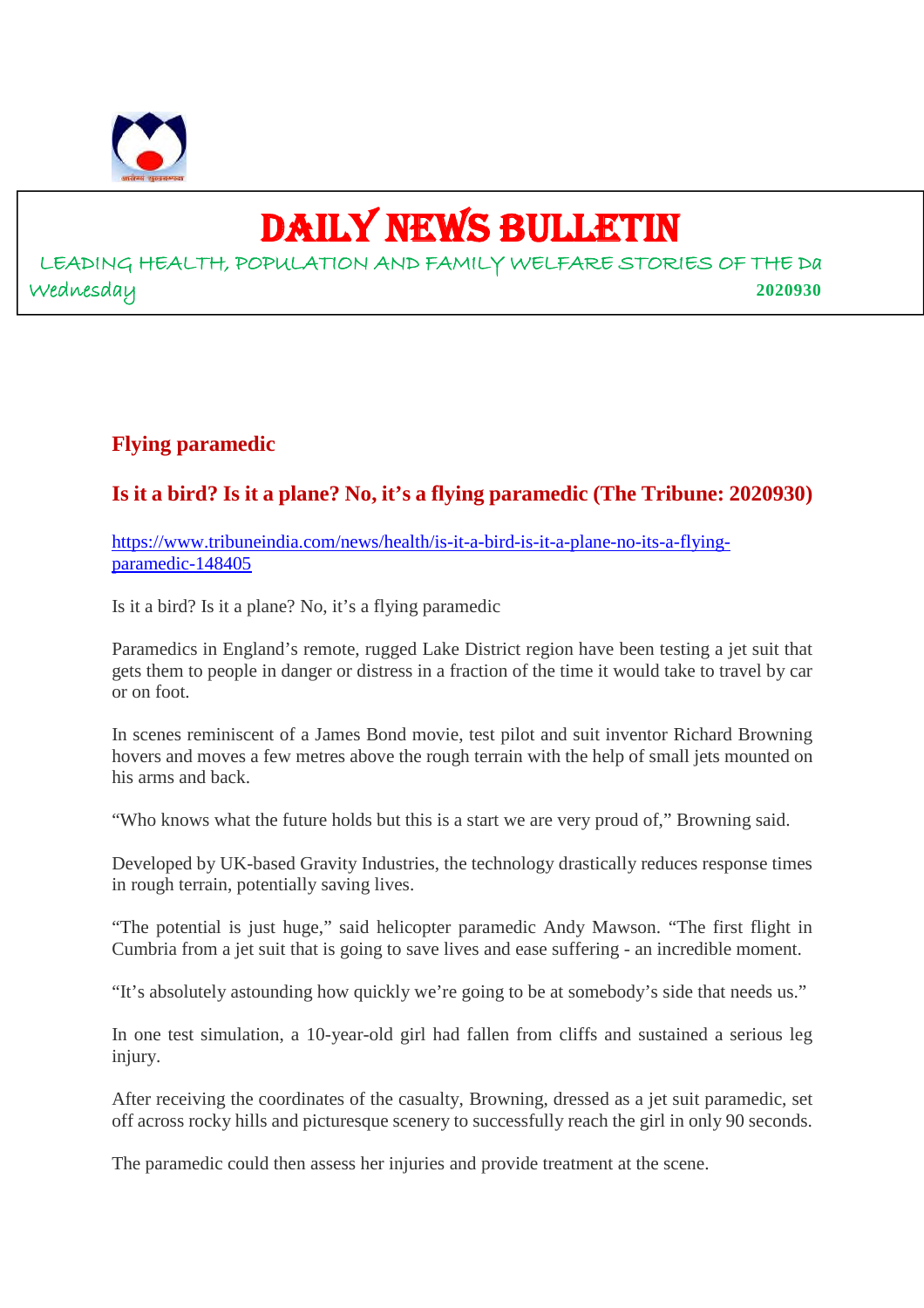# DAILY NEWS BULLETIN

LEADING HEALTH, POPULATION AND FAMILY WELFARE STORIES OF THE Da

Wednesday **2020930**

## Flying paramedic

### Is it a bird? Is it a plane? No, it's a flying paramedic (The Tribune: 2020930)

https://www.tribuneindia.com/news/health/is-it-a-bird-is-it-a-plane-no-its-a-flying-paramedic-148405

Is it a bird? Is it a plane? No, it's a flying paramedic

Paramedics in England's remote, rugged Lake District region have been testing a jet suit that gets them to people in danger or distress in a fraction of the time it would take to travel by car or on foot.

In scenes reminiscent of a James Bond movie, test pilot and suit inventor Richard Browning hovers and moves a few metres above the rough terrain with the help of small jets mounted on his arms and back.

"Who knows what the future holds but this is a start we are very proud of," Browning said.

Developed by UK-based Gravity Industries, the technology drastically reduces response times in rough terrain, potentially saving lives.

"The potential is just huge," said helicopter paramedic Andy Mawson. "The first flight in Cumbria from a jet suit that is going to save lives and ease suffering - an incredible moment.

"It's absolutely astounding how quickly we're going to be at somebody's side that needs us."

In one test simulation, a 10-year-old girl had fallen from cliffs and sustained a serious leg injury.

After receiving the coordinates of the casualty, Browning, dressed as a jet suit paramedic, set off across rocky hills and picturesque scenery to successfully reach the girl in only 90 seconds.

The paramedic could then assess her injuries and provide treatment at the scene.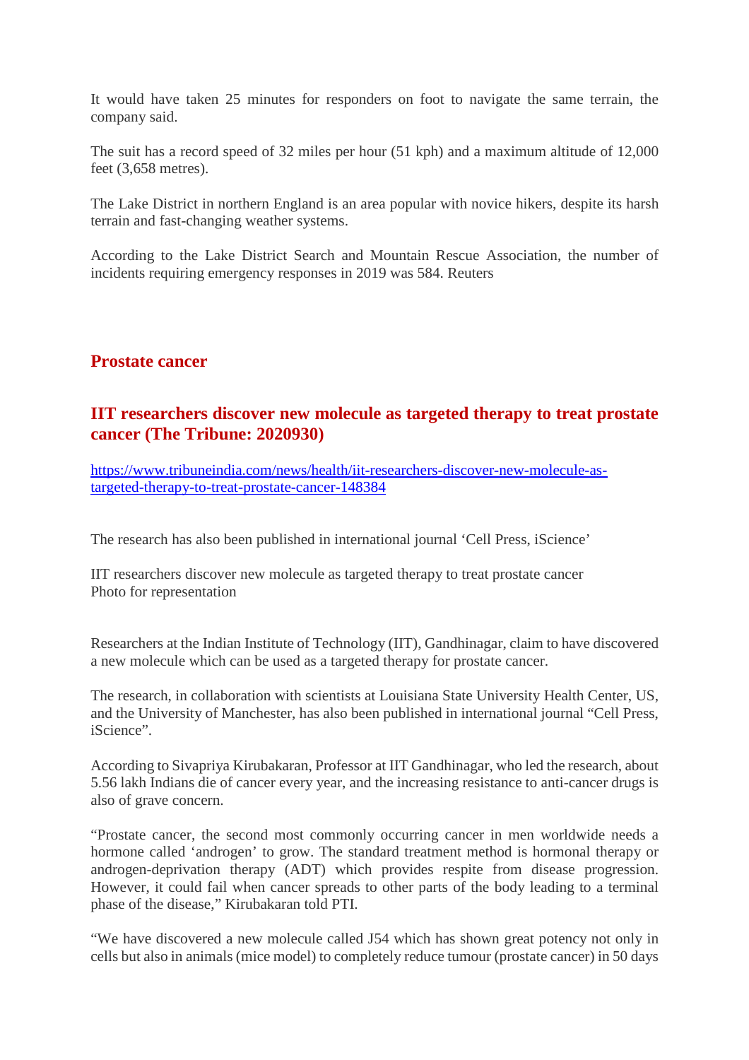It would have taken 25 minutes for responders on foot to navigate the same terrain, the company said.

The suit has a record speed of 32 miles per hour (51 kph) and a maximum altitude of 12,000 feet (3,658 metres).

The Lake District in northern England is an area popular with novice hikers, despite its harsh terrain and fast-changing weather systems.

According to the Lake District Search and Mountain Rescue Association, the number of incidents requiring emergency responses in 2019 was 584. Reuters

## Prostate cancer

## IIT researchers discover new molecule as targeted therapy to treat prostate cancer (The Tribune: 2020930)

[https://www.tribuneindia.com/news/health/iit-researchers-discover-new-molecule-as-targeted-therapy-to-treat-prostate-cancer-148384](https://www.tribuneindia.com/news/health/iit-researchers-discover-new-molecule-as-targeted-therapy-to-treat-prostate-cancer-148384)

The research has also been published in international journal 'Cell Press, iScience'

IIT researchers discover new molecule as targeted therapy to treat prostate cancer
Photo for representation

Researchers at the Indian Institute of Technology (IIT), Gandhinagar, claim to have discovered a new molecule which can be used as a targeted therapy for prostate cancer.

The research, in collaboration with scientists at Louisiana State University Health Center, US, and the University of Manchester, has also been published in international journal "Cell Press, iScience".

According to Sivapriya Kirubakaran, Professor at IIT Gandhinagar, who led the research, about 5.56 lakh Indians die of cancer every year, and the increasing resistance to anti-cancer drugs is also of grave concern.

"Prostate cancer, the second most commonly occurring cancer in men worldwide needs a hormone called 'androgen' to grow. The standard treatment method is hormonal therapy or androgen-deprivation therapy (ADT) which provides respite from disease progression. However, it could fail when cancer spreads to other parts of the body leading to a terminal phase of the disease," Kirubakaran told PTI.

"We have discovered a new molecule called J54 which has shown great potency not only in cells but also in animals (mice model) to completely reduce tumour (prostate cancer) in 50 days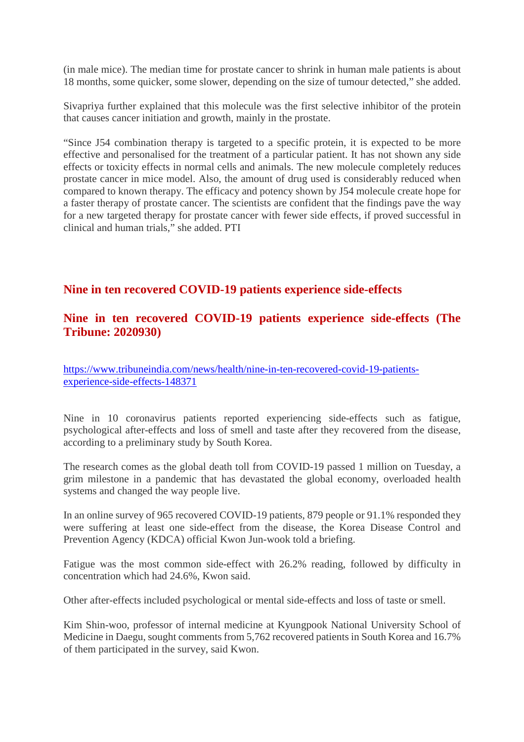(in male mice). The median time for prostate cancer to shrink in human male patients is about 18 months, some quicker, some slower, depending on the size of tumour detected," she added.

Sivapriya further explained that this molecule was the first selective inhibitor of the protein that causes cancer initiation and growth, mainly in the prostate.

"Since J54 combination therapy is targeted to a specific protein, it is expected to be more effective and personalised for the treatment of a particular patient. It has not shown any side effects or toxicity effects in normal cells and animals. The new molecule completely reduces prostate cancer in mice model. Also, the amount of drug used is considerably reduced when compared to known therapy. The efficacy and potency shown by J54 molecule create hope for a faster therapy of prostate cancer. The scientists are confident that the findings pave the way for a new targeted therapy for prostate cancer with fewer side effects, if proved successful in clinical and human trials," she added. PTI

## Nine in ten recovered COVID-19 patients experience side-effects

## Nine in ten recovered COVID-19 patients experience side-effects (The Tribune: 2020930)

https://www.tribuneindia.com/news/health/nine-in-ten-recovered-covid-19-patients-experience-side-effects-148371

Nine in 10 coronavirus patients reported experiencing side-effects such as fatigue, psychological after-effects and loss of smell and taste after they recovered from the disease, according to a preliminary study by South Korea.

The research comes as the global death toll from COVID-19 passed 1 million on Tuesday, a grim milestone in a pandemic that has devastated the global economy, overloaded health systems and changed the way people live.

In an online survey of 965 recovered COVID-19 patients, 879 people or 91.1% responded they were suffering at least one side-effect from the disease, the Korea Disease Control and Prevention Agency (KDCA) official Kwon Jun-wook told a briefing.

Fatigue was the most common side-effect with 26.2% reading, followed by difficulty in concentration which had 24.6%, Kwon said.

Other after-effects included psychological or mental side-effects and loss of taste or smell.

Kim Shin-woo, professor of internal medicine at Kyungpook National University School of Medicine in Daegu, sought comments from 5,762 recovered patients in South Korea and 16.7% of them participated in the survey, said Kwon.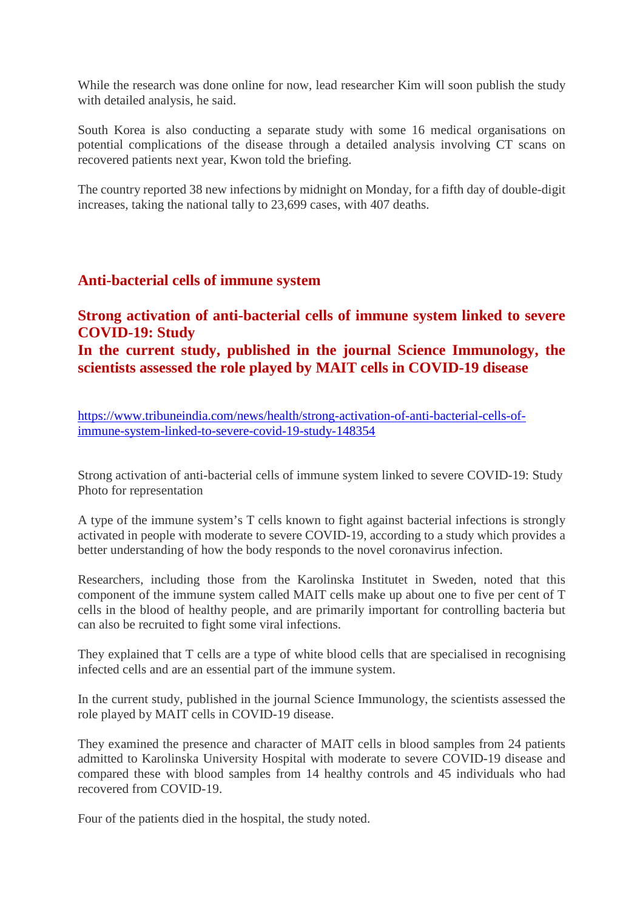While the research was done online for now, lead researcher Kim will soon publish the study with detailed analysis, he said.

South Korea is also conducting a separate study with some 16 medical organisations on potential complications of the disease through a detailed analysis involving CT scans on recovered patients next year, Kwon told the briefing.

The country reported 38 new infections by midnight on Monday, for a fifth day of double-digit increases, taking the national tally to 23,699 cases, with 407 deaths.

## Anti-bacterial cells of immune system

## Strong activation of anti-bacterial cells of immune system linked to severe COVID-19: Study

## In the current study, published in the journal Science Immunology, the scientists assessed the role played by MAIT cells in COVID-19 disease

https://www.tribuneindia.com/news/health/strong-activation-of-anti-bacterial-cells-of-immune-system-linked-to-severe-covid-19-study-148354

Strong activation of anti-bacterial cells of immune system linked to severe COVID-19: Study
Photo for representation

A type of the immune system's T cells known to fight against bacterial infections is strongly activated in people with moderate to severe COVID-19, according to a study which provides a better understanding of how the body responds to the novel coronavirus infection.

Researchers, including those from the Karolinska Institutet in Sweden, noted that this component of the immune system called MAIT cells make up about one to five per cent of T cells in the blood of healthy people, and are primarily important for controlling bacteria but can also be recruited to fight some viral infections.

They explained that T cells are a type of white blood cells that are specialised in recognising infected cells and are an essential part of the immune system.

In the current study, published in the journal Science Immunology, the scientists assessed the role played by MAIT cells in COVID-19 disease.

They examined the presence and character of MAIT cells in blood samples from 24 patients admitted to Karolinska University Hospital with moderate to severe COVID-19 disease and compared these with blood samples from 14 healthy controls and 45 individuals who had recovered from COVID-19.

Four of the patients died in the hospital, the study noted.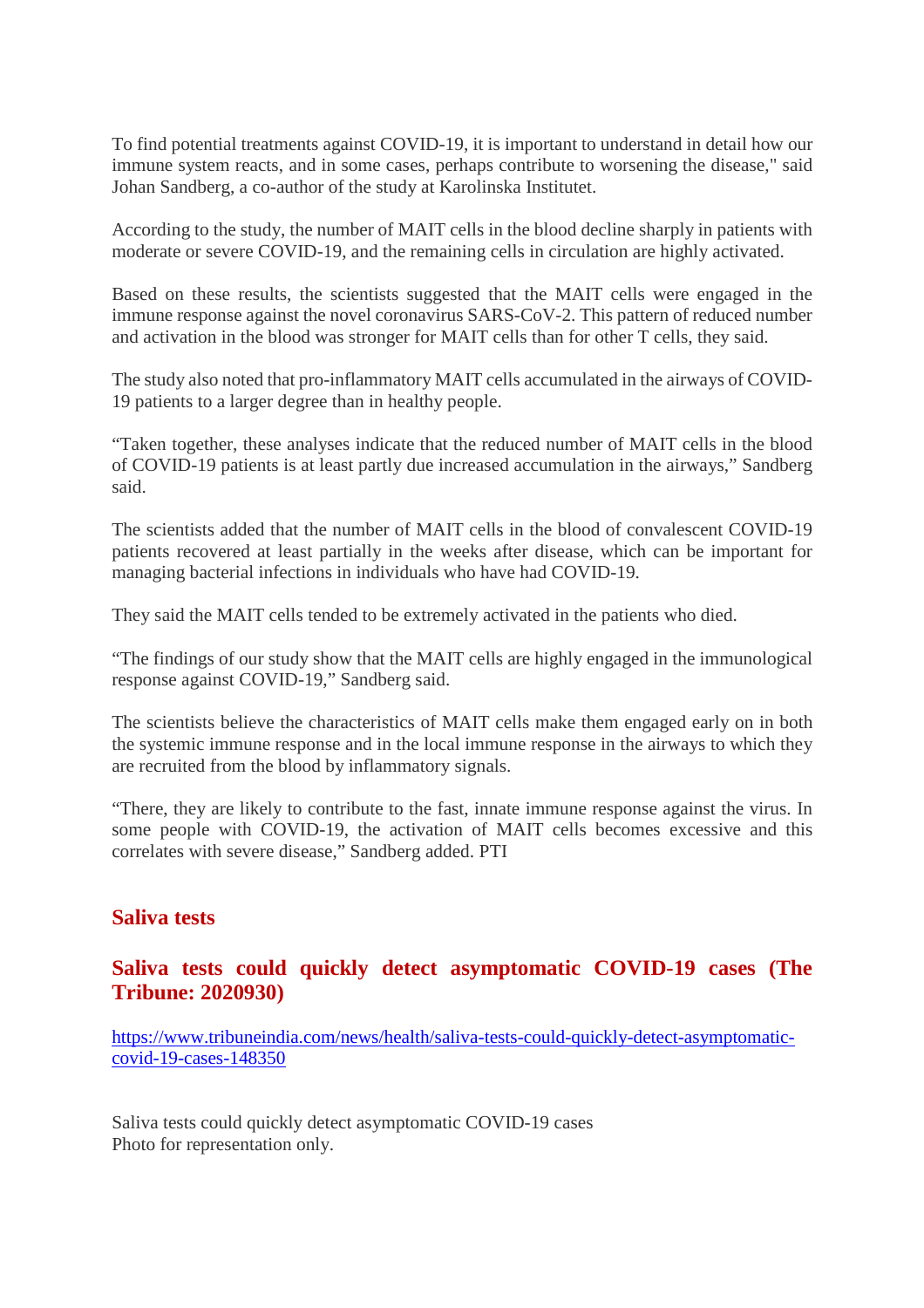To find potential treatments against COVID-19, it is important to understand in detail how our immune system reacts, and in some cases, perhaps contribute to worsening the disease," said Johan Sandberg, a co-author of the study at Karolinska Institutet.

According to the study, the number of MAIT cells in the blood decline sharply in patients with moderate or severe COVID-19, and the remaining cells in circulation are highly activated.

Based on these results, the scientists suggested that the MAIT cells were engaged in the immune response against the novel coronavirus SARS-CoV-2. This pattern of reduced number and activation in the blood was stronger for MAIT cells than for other T cells, they said.

The study also noted that pro-inflammatory MAIT cells accumulated in the airways of COVID-19 patients to a larger degree than in healthy people.

“Taken together, these analyses indicate that the reduced number of MAIT cells in the blood of COVID-19 patients is at least partly due increased accumulation in the airways,” Sandberg said.

The scientists added that the number of MAIT cells in the blood of convalescent COVID-19 patients recovered at least partially in the weeks after disease, which can be important for managing bacterial infections in individuals who have had COVID-19.

They said the MAIT cells tended to be extremely activated in the patients who died.

“The findings of our study show that the MAIT cells are highly engaged in the immunological response against COVID-19,” Sandberg said.

The scientists believe the characteristics of MAIT cells make them engaged early on in both the systemic immune response and in the local immune response in the airways to which they are recruited from the blood by inflammatory signals.

“There, they are likely to contribute to the fast, innate immune response against the virus. In some people with COVID-19, the activation of MAIT cells becomes excessive and this correlates with severe disease,” Sandberg added. PTI

## Saliva tests

## Saliva tests could quickly detect asymptomatic COVID-19 cases (The Tribune: 2020930)

https://www.tribuneindia.com/news/health/saliva-tests-could-quickly-detect-asymptomatic-covid-19-cases-148350

Saliva tests could quickly detect asymptomatic COVID-19 cases
Photo for representation only.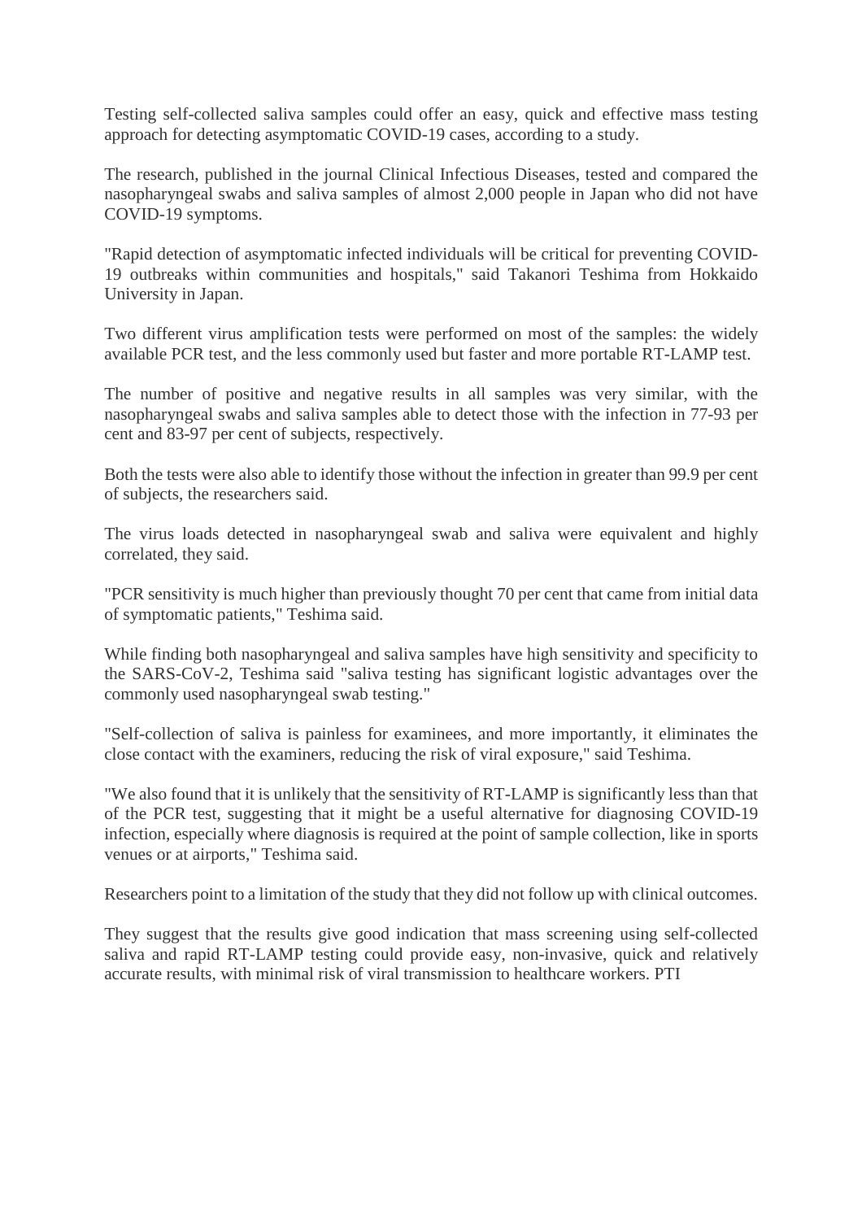Testing self-collected saliva samples could offer an easy, quick and effective mass testing approach for detecting asymptomatic COVID-19 cases, according to a study.

The research, published in the journal Clinical Infectious Diseases, tested and compared the nasopharyngeal swabs and saliva samples of almost 2,000 people in Japan who did not have COVID-19 symptoms.

"Rapid detection of asymptomatic infected individuals will be critical for preventing COVID-19 outbreaks within communities and hospitals," said Takanori Teshima from Hokkaido University in Japan.

Two different virus amplification tests were performed on most of the samples: the widely available PCR test, and the less commonly used but faster and more portable RT-LAMP test.

The number of positive and negative results in all samples was very similar, with the nasopharyngeal swabs and saliva samples able to detect those with the infection in 77-93 per cent and 83-97 per cent of subjects, respectively.

Both the tests were also able to identify those without the infection in greater than 99.9 per cent of subjects, the researchers said.

The virus loads detected in nasopharyngeal swab and saliva were equivalent and highly correlated, they said.

"PCR sensitivity is much higher than previously thought 70 per cent that came from initial data of symptomatic patients," Teshima said.

While finding both nasopharyngeal and saliva samples have high sensitivity and specificity to the SARS-CoV-2, Teshima said "saliva testing has significant logistic advantages over the commonly used nasopharyngeal swab testing."

"Self-collection of saliva is painless for examinees, and more importantly, it eliminates the close contact with the examiners, reducing the risk of viral exposure," said Teshima.

"We also found that it is unlikely that the sensitivity of RT-LAMP is significantly less than that of the PCR test, suggesting that it might be a useful alternative for diagnosing COVID-19 infection, especially where diagnosis is required at the point of sample collection, like in sports venues or at airports," Teshima said.

Researchers point to a limitation of the study that they did not follow up with clinical outcomes.

They suggest that the results give good indication that mass screening using self-collected saliva and rapid RT-LAMP testing could provide easy, non-invasive, quick and relatively accurate results, with minimal risk of viral transmission to healthcare workers. PTI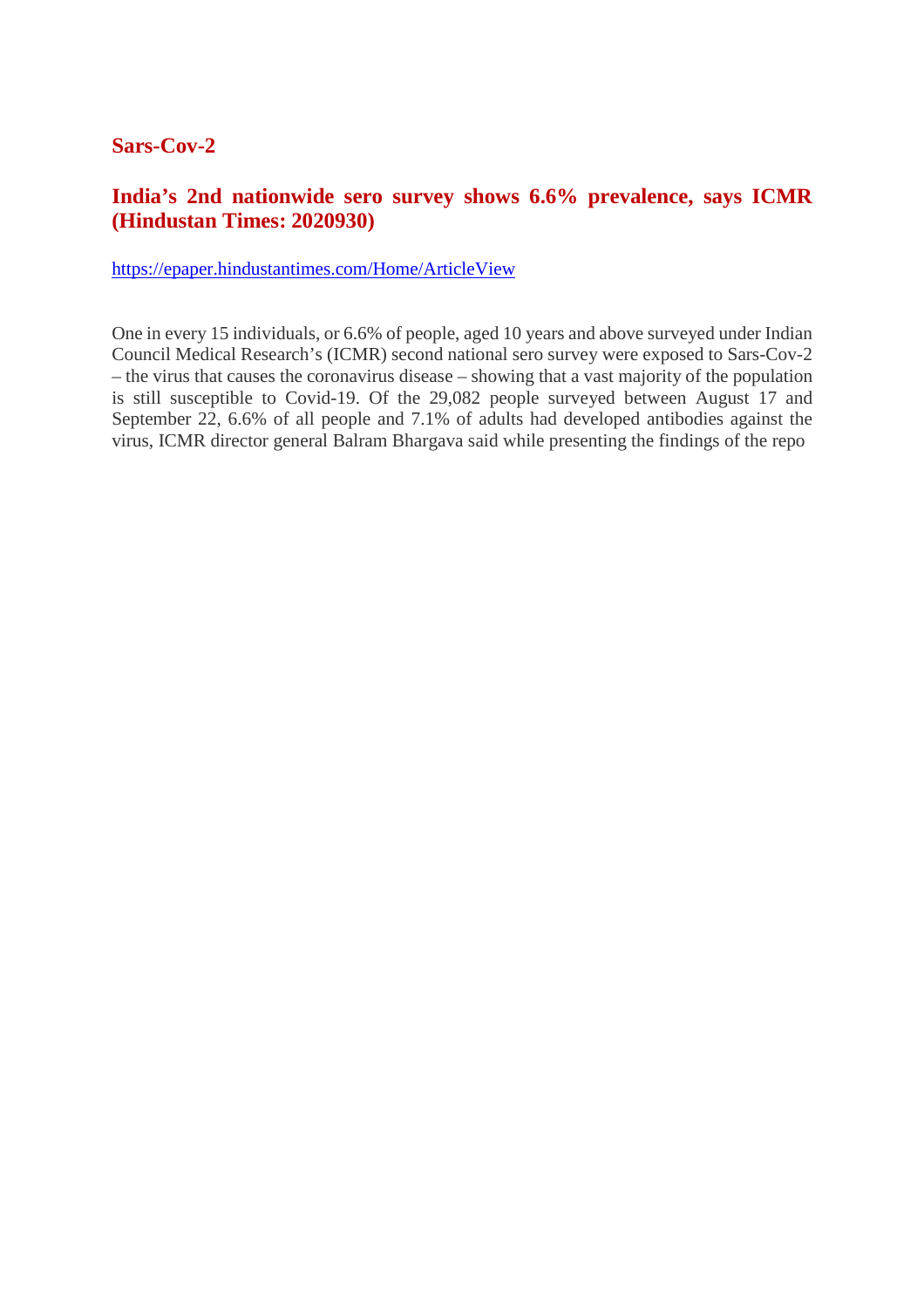## Sars-Cov-2

### India's 2nd nationwide sero survey shows 6.6% prevalence, says ICMR (Hindustan Times: 2020930)

https://epaper.hindustantimes.com/Home/ArticleView

One in every 15 individuals, or 6.6% of people, aged 10 years and above surveyed under Indian Council Medical Research's (ICMR) second national sero survey were exposed to Sars-Cov-2 – the virus that causes the coronavirus disease – showing that a vast majority of the population is still susceptible to Covid-19. Of the 29,082 people surveyed between August 17 and September 22, 6.6% of all people and 7.1% of adults had developed antibodies against the virus, ICMR director general Balram Bhargava said while presenting the findings of the repo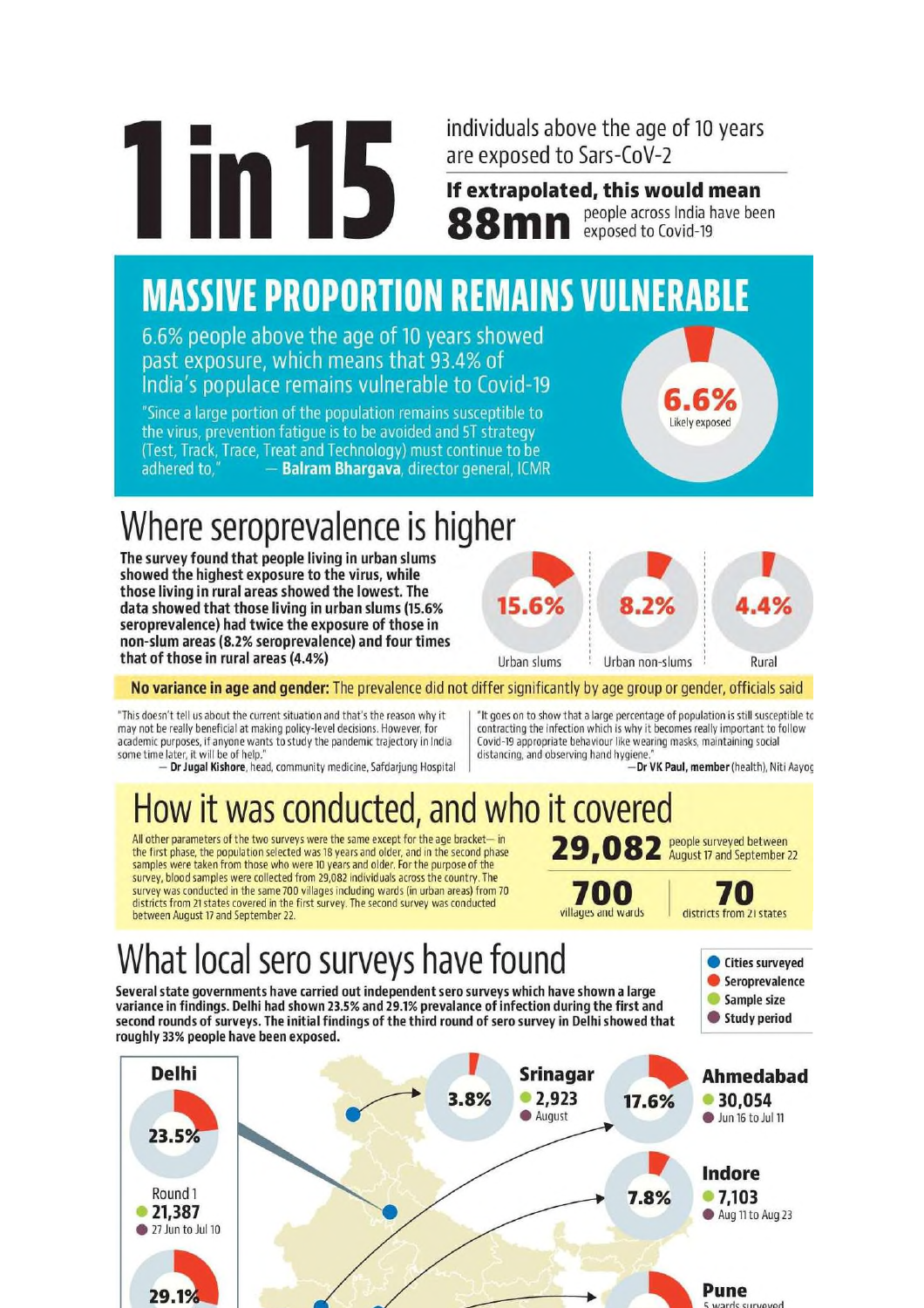# 1 in 15

individuals above the age of 10 years are exposed to Sars-CoV-2

**If extrapolated, this would mean**

**88mn** people across India have been exposed to Covid-19

## MASSIVE PROPORTION REMAINS VULNERABLE

6.6% people above the age of 10 years showed past exposure, which means that 93.4% of India's populace remains vulnerable to Covid-19

"Since a large portion of the population remains susceptible to the virus, prevention fatigue is to be avoided and 5T strategy (Test, Track, Trace, Treat and Technology) must continue to be adhered to," — **Balram Bhargava**, director general, ICMR

**6.6%** Likely exposed

## Where seroprevalence is higher

**The survey found that people living in urban slums showed the highest exposure to the virus, while those living in rural areas showed the lowest. The data showed that those living in urban slums (15.6% seroprevalence) had twice the exposure of those in non-slum areas (8.2% seroprevalence) and four times that of those in rural areas (4.4%)**

| 15.6% | 8.2% | 4.4% |
|---|---|---|
| Urban slums | Urban non-slums | Rural |

**No variance in age and gender:** The prevalence did not differ significantly by age group or gender, officials said

"This doesn't tell us about the current situation and that's the reason why it may not be really beneficial at making policy-level decisions. However, for academic purposes, if anyone wants to study the pandemic trajectory in India some time later, it will be of help."
— **Dr Jugal Kishore**, head, community medicine, Safdarjung Hospital

"It goes on to show that a large percentage of population is still susceptible to contracting the infection which is why it becomes really important to follow Covid-19 appropriate behaviour like wearing masks, maintaining social distancing, and observing hand hygiene."
—**Dr VK Paul, member** (health), Niti Aayog

## How it was conducted, and who it covered

All other parameters of the two surveys were the same except for the age bracket— in the first phase, the population selected was 18 years and older, and in the second phase samples were taken from those who were 10 years and older. For the purpose of the survey, blood samples were collected from 29,082 individuals across the country. The survey was conducted in the same 700 villages including wards (in urban areas) from 70 districts from 21 states covered in the first survey. The second survey was conducted between August 17 and September 22.

**29,082** people surveyed between August 17 and September 22

**700** villages and wards

**70** districts from 21 states

## What local sero surveys have found

**Several state governments have carried out independent sero surveys which have shown a large variance in findings. Delhi had shown 23.5% and 29.1% prevalance of infection during the first and second rounds of surveys. The initial findings of the third round of sero survey in Delhi showed that roughly 33% people have been exposed.**

Legend: Cities surveyed; Seroprevalence; Sample size; Study period

| City | Seroprevalence | Sample size | Study period |
|---|---|---|---|
| Delhi (Round 1) | 23.5% | 21,387 | 27 Jun to Jul 10 |
| Delhi | 29.1% | | |
| Srinagar | 3.8% | 2,923 | August |
| Ahmedabad | 17.6% | 30,054 | Jun 16 to Jul 11 |
| Indore | 7.8% | 7,103 | Aug 11 to Aug 23 |
| Pune | | 5 wards surveyed | |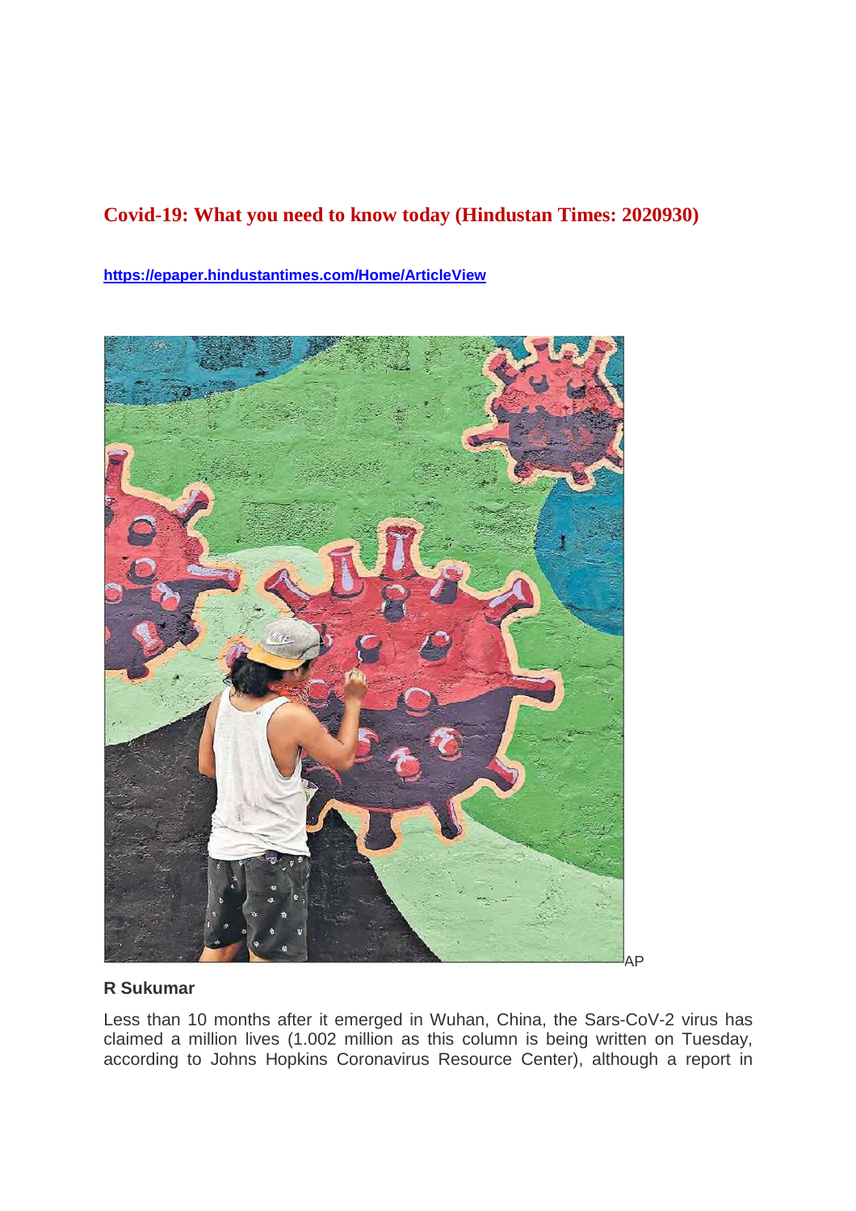## Covid-19: What you need to know today (Hindustan Times: 2020930)

https://epaper.hindustantimes.com/Home/ArticleView

AP

**R Sukumar**

Less than 10 months after it emerged in Wuhan, China, the Sars-CoV-2 virus has claimed a million lives (1.002 million as this column is being written on Tuesday, according to Johns Hopkins Coronavirus Resource Center), although a report in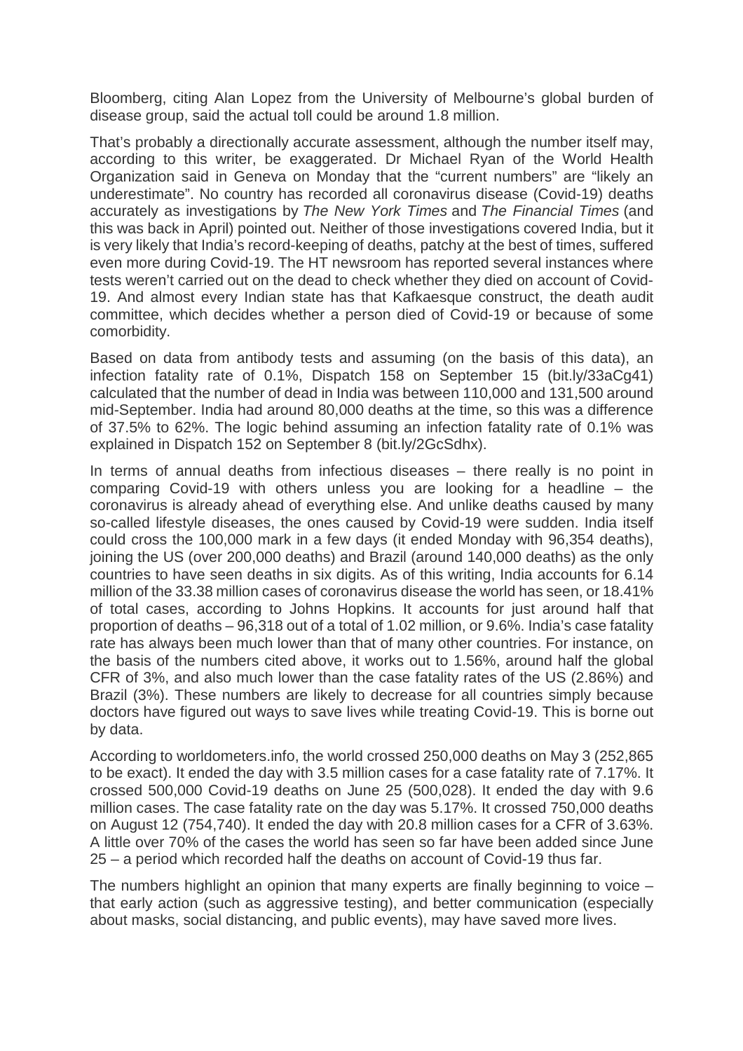Bloomberg, citing Alan Lopez from the University of Melbourne's global burden of disease group, said the actual toll could be around 1.8 million.

That's probably a directionally accurate assessment, although the number itself may, according to this writer, be exaggerated. Dr Michael Ryan of the World Health Organization said in Geneva on Monday that the "current numbers" are "likely an underestimate". No country has recorded all coronavirus disease (Covid-19) deaths accurately as investigations by *The New York Times* and *The Financial Times* (and this was back in April) pointed out. Neither of those investigations covered India, but it is very likely that India's record-keeping of deaths, patchy at the best of times, suffered even more during Covid-19. The HT newsroom has reported several instances where tests weren't carried out on the dead to check whether they died on account of Covid-19. And almost every Indian state has that Kafkaesque construct, the death audit committee, which decides whether a person died of Covid-19 or because of some comorbidity.

Based on data from antibody tests and assuming (on the basis of this data), an infection fatality rate of 0.1%, Dispatch 158 on September 15 (bit.ly/33aCg41) calculated that the number of dead in India was between 110,000 and 131,500 around mid-September. India had around 80,000 deaths at the time, so this was a difference of 37.5% to 62%. The logic behind assuming an infection fatality rate of 0.1% was explained in Dispatch 152 on September 8 (bit.ly/2GcSdhx).

In terms of annual deaths from infectious diseases – there really is no point in comparing Covid-19 with others unless you are looking for a headline – the coronavirus is already ahead of everything else. And unlike deaths caused by many so-called lifestyle diseases, the ones caused by Covid-19 were sudden. India itself could cross the 100,000 mark in a few days (it ended Monday with 96,354 deaths), joining the US (over 200,000 deaths) and Brazil (around 140,000 deaths) as the only countries to have seen deaths in six digits. As of this writing, India accounts for 6.14 million of the 33.38 million cases of coronavirus disease the world has seen, or 18.41% of total cases, according to Johns Hopkins. It accounts for just around half that proportion of deaths – 96,318 out of a total of 1.02 million, or 9.6%. India's case fatality rate has always been much lower than that of many other countries. For instance, on the basis of the numbers cited above, it works out to 1.56%, around half the global CFR of 3%, and also much lower than the case fatality rates of the US (2.86%) and Brazil (3%). These numbers are likely to decrease for all countries simply because doctors have figured out ways to save lives while treating Covid-19. This is borne out by data.

According to worldometers.info, the world crossed 250,000 deaths on May 3 (252,865 to be exact). It ended the day with 3.5 million cases for a case fatality rate of 7.17%. It crossed 500,000 Covid-19 deaths on June 25 (500,028). It ended the day with 9.6 million cases. The case fatality rate on the day was 5.17%. It crossed 750,000 deaths on August 12 (754,740). It ended the day with 20.8 million cases for a CFR of 3.63%. A little over 70% of the cases the world has seen so far have been added since June 25 – a period which recorded half the deaths on account of Covid-19 thus far.

The numbers highlight an opinion that many experts are finally beginning to voice – that early action (such as aggressive testing), and better communication (especially about masks, social distancing, and public events), may have saved more lives.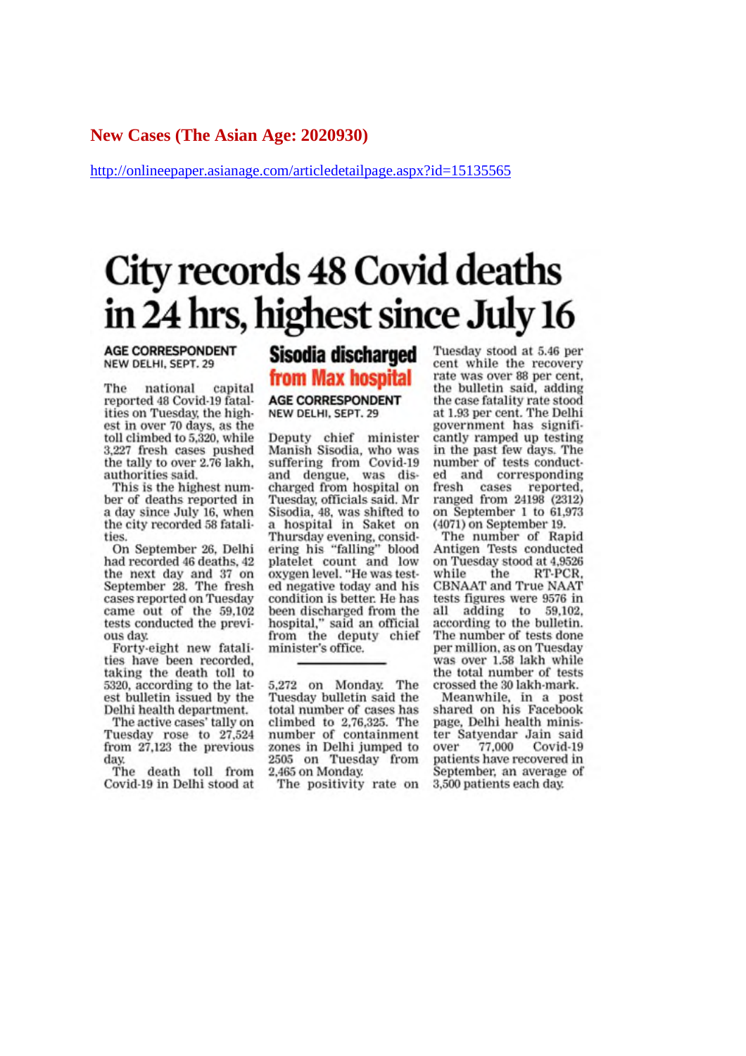**New Cases (The Asian Age: 2020930)**

http://onlineepaper.asianage.com/articledetailpage.aspx?id=15135565

# City records 48 Covid deaths in 24 hrs, highest since July 16

AGE CORRESPONDENT
NEW DELHI, SEPT. 29

The national capital reported 48 Covid-19 fatalities on Tuesday, the highest in over 70 days, as the toll climbed to 5,320, while 3,227 fresh cases pushed the tally to over 2.76 lakh, authorities said.

This is the highest number of deaths reported in a day since July 16, when the city recorded 58 fatalities.

On September 26, Delhi had recorded 46 deaths, 42 the next day and 37 on September 28. The fresh cases reported on Tuesday came out of the 59,102 tests conducted the previous day.

Forty-eight new fatalities have been recorded, taking the death toll to 5320, according to the latest bulletin issued by the Delhi health department.

The active cases' tally on Tuesday rose to 27,524 from 27,123 the previous day.

The death toll from Covid-19 in Delhi stood at 5,272 on Monday. The Tuesday bulletin said the total number of cases has climbed to 2,76,325. The number of containment zones in Delhi jumped to 2505 on Tuesday from 2,465 on Monday.

The positivity rate on Tuesday stood at 5.46 per cent while the recovery rate was over 88 per cent, the bulletin said, adding the case fatality rate stood at 1.93 per cent. The Delhi government has significantly ramped up testing in the past few days. The number of tests conducted and corresponding fresh cases reported, ranged from 24198 (2312) on September 1 to 61,973 (4071) on September 19.

The number of Rapid Antigen Tests conducted on Tuesday stood at 4,9526 while the RT-PCR, CBNAAT and True NAAT tests figures were 9576 in all adding to 59,102, according to the bulletin. The number of tests done per million, as on Tuesday was over 1.58 lakh while the total number of tests crossed the 30 lakh-mark.

Meanwhile, in a post shared on his Facebook page, Delhi health minister Satyendar Jain said over 77,000 Covid-19 patients have recovered in September, an average of 3,500 patients each day.

## Sisodia discharged from Max hospital

AGE CORRESPONDENT
NEW DELHI, SEPT. 29

Deputy chief minister Manish Sisodia, who was suffering from Covid-19 and dengue, was discharged from hospital on Tuesday, officials said. Mr Sisodia, 48, was shifted to a hospital in Saket on Thursday evening, considering his "falling" blood platelet count and low oxygen level. "He was tested negative today and his condition is better. He has been discharged from the hospital," said an official from the deputy chief minister's office.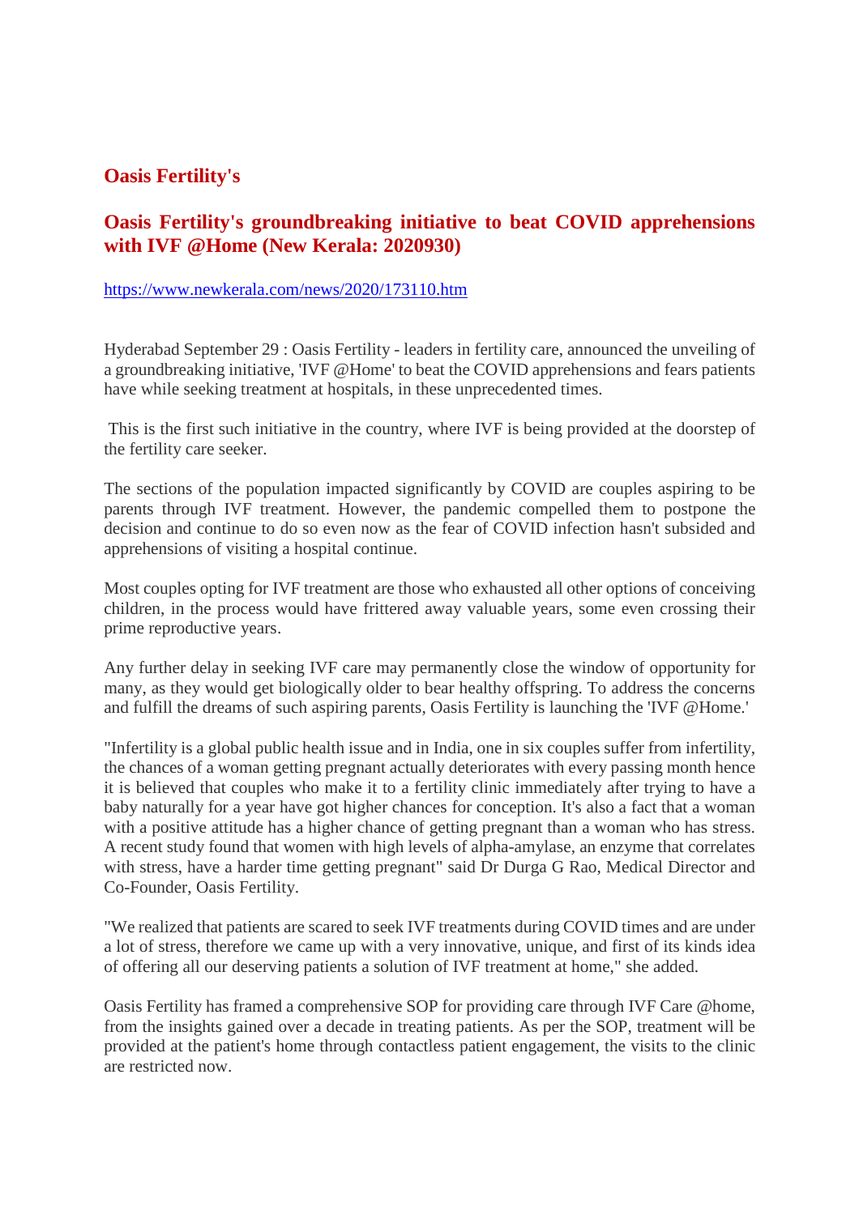## Oasis Fertility's

## Oasis Fertility's groundbreaking initiative to beat COVID apprehensions with IVF @Home (New Kerala: 2020930)

https://www.newkerala.com/news/2020/173110.htm

Hyderabad September 29 : Oasis Fertility - leaders in fertility care, announced the unveiling of a groundbreaking initiative, 'IVF @Home' to beat the COVID apprehensions and fears patients have while seeking treatment at hospitals, in these unprecedented times.

This is the first such initiative in the country, where IVF is being provided at the doorstep of the fertility care seeker.

The sections of the population impacted significantly by COVID are couples aspiring to be parents through IVF treatment. However, the pandemic compelled them to postpone the decision and continue to do so even now as the fear of COVID infection hasn't subsided and apprehensions of visiting a hospital continue.

Most couples opting for IVF treatment are those who exhausted all other options of conceiving children, in the process would have frittered away valuable years, some even crossing their prime reproductive years.

Any further delay in seeking IVF care may permanently close the window of opportunity for many, as they would get biologically older to bear healthy offspring. To address the concerns and fulfill the dreams of such aspiring parents, Oasis Fertility is launching the 'IVF @Home.'

"Infertility is a global public health issue and in India, one in six couples suffer from infertility, the chances of a woman getting pregnant actually deteriorates with every passing month hence it is believed that couples who make it to a fertility clinic immediately after trying to have a baby naturally for a year have got higher chances for conception. It's also a fact that a woman with a positive attitude has a higher chance of getting pregnant than a woman who has stress. A recent study found that women with high levels of alpha-amylase, an enzyme that correlates with stress, have a harder time getting pregnant" said Dr Durga G Rao, Medical Director and Co-Founder, Oasis Fertility.

"We realized that patients are scared to seek IVF treatments during COVID times and are under a lot of stress, therefore we came up with a very innovative, unique, and first of its kinds idea of offering all our deserving patients a solution of IVF treatment at home," she added.

Oasis Fertility has framed a comprehensive SOP for providing care through IVF Care @home, from the insights gained over a decade in treating patients. As per the SOP, treatment will be provided at the patient's home through contactless patient engagement, the visits to the clinic are restricted now.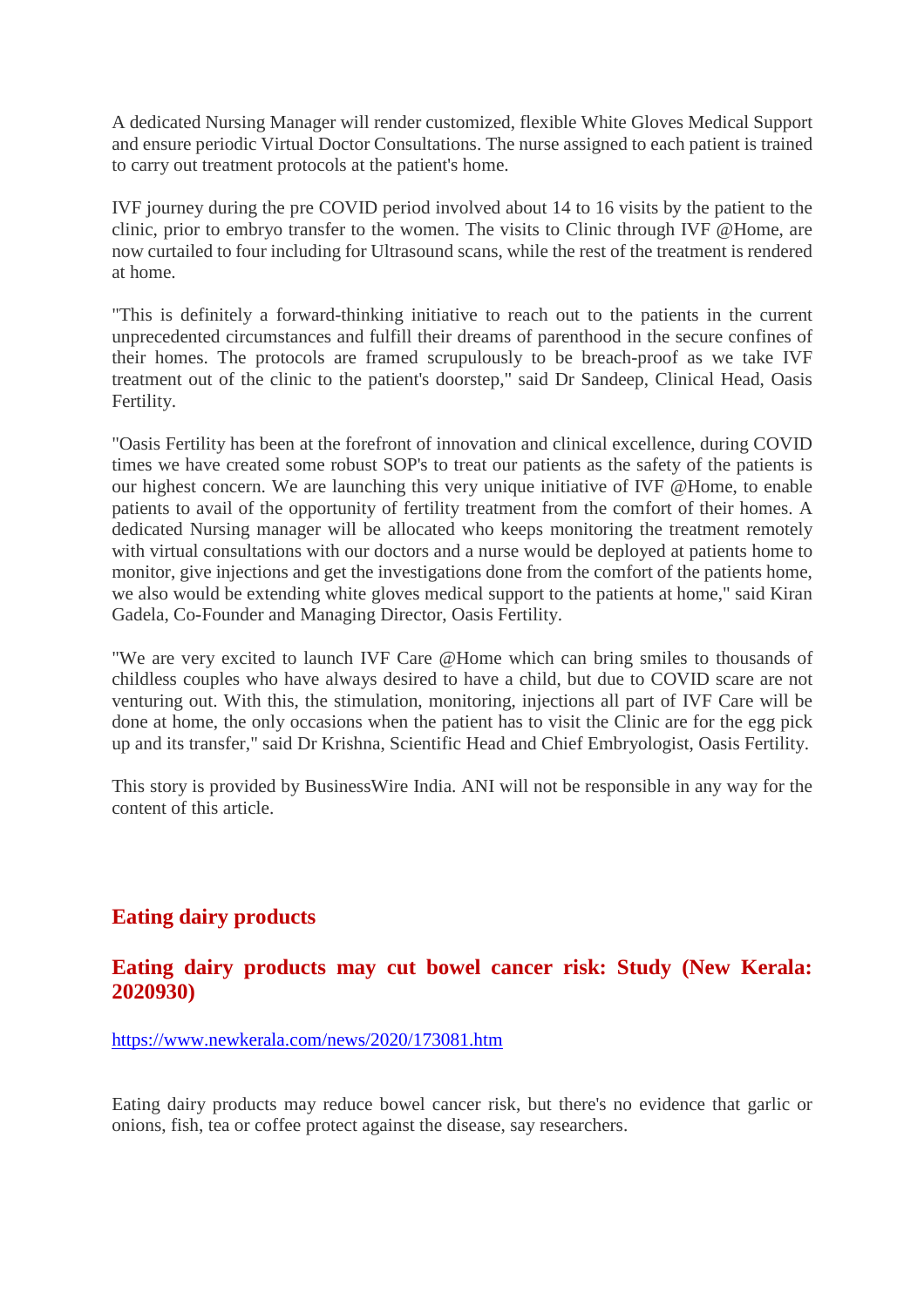A dedicated Nursing Manager will render customized, flexible White Gloves Medical Support and ensure periodic Virtual Doctor Consultations. The nurse assigned to each patient is trained to carry out treatment protocols at the patient's home.

IVF journey during the pre COVID period involved about 14 to 16 visits by the patient to the clinic, prior to embryo transfer to the women. The visits to Clinic through IVF @Home, are now curtailed to four including for Ultrasound scans, while the rest of the treatment is rendered at home.

"This is definitely a forward-thinking initiative to reach out to the patients in the current unprecedented circumstances and fulfill their dreams of parenthood in the secure confines of their homes. The protocols are framed scrupulously to be breach-proof as we take IVF treatment out of the clinic to the patient's doorstep," said Dr Sandeep, Clinical Head, Oasis Fertility.

"Oasis Fertility has been at the forefront of innovation and clinical excellence, during COVID times we have created some robust SOP's to treat our patients as the safety of the patients is our highest concern. We are launching this very unique initiative of IVF @Home, to enable patients to avail of the opportunity of fertility treatment from the comfort of their homes. A dedicated Nursing manager will be allocated who keeps monitoring the treatment remotely with virtual consultations with our doctors and a nurse would be deployed at patients home to monitor, give injections and get the investigations done from the comfort of the patients home, we also would be extending white gloves medical support to the patients at home," said Kiran Gadela, Co-Founder and Managing Director, Oasis Fertility.

"We are very excited to launch IVF Care @Home which can bring smiles to thousands of childless couples who have always desired to have a child, but due to COVID scare are not venturing out. With this, the stimulation, monitoring, injections all part of IVF Care will be done at home, the only occasions when the patient has to visit the Clinic are for the egg pick up and its transfer," said Dr Krishna, Scientific Head and Chief Embryologist, Oasis Fertility.

This story is provided by BusinessWire India. ANI will not be responsible in any way for the content of this article.

## Eating dairy products

## Eating dairy products may cut bowel cancer risk: Study (New Kerala: 2020930)

https://www.newkerala.com/news/2020/173081.htm

Eating dairy products may reduce bowel cancer risk, but there's no evidence that garlic or onions, fish, tea or coffee protect against the disease, say researchers.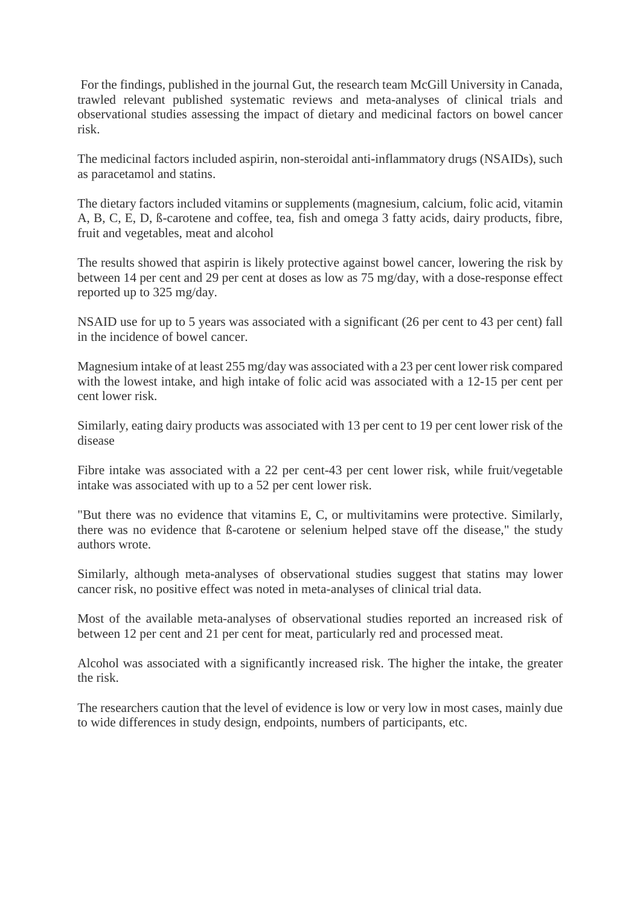For the findings, published in the journal Gut, the research team McGill University in Canada, trawled relevant published systematic reviews and meta-analyses of clinical trials and observational studies assessing the impact of dietary and medicinal factors on bowel cancer risk.

The medicinal factors included aspirin, non-steroidal anti-inflammatory drugs (NSAIDs), such as paracetamol and statins.

The dietary factors included vitamins or supplements (magnesium, calcium, folic acid, vitamin A, B, C, E, D, ß-carotene and coffee, tea, fish and omega 3 fatty acids, dairy products, fibre, fruit and vegetables, meat and alcohol

The results showed that aspirin is likely protective against bowel cancer, lowering the risk by between 14 per cent and 29 per cent at doses as low as 75 mg/day, with a dose-response effect reported up to 325 mg/day.

NSAID use for up to 5 years was associated with a significant (26 per cent to 43 per cent) fall in the incidence of bowel cancer.

Magnesium intake of at least 255 mg/day was associated with a 23 per cent lower risk compared with the lowest intake, and high intake of folic acid was associated with a 12-15 per cent per cent lower risk.

Similarly, eating dairy products was associated with 13 per cent to 19 per cent lower risk of the disease

Fibre intake was associated with a 22 per cent-43 per cent lower risk, while fruit/vegetable intake was associated with up to a 52 per cent lower risk.

"But there was no evidence that vitamins E, C, or multivitamins were protective. Similarly, there was no evidence that ß-carotene or selenium helped stave off the disease," the study authors wrote.

Similarly, although meta-analyses of observational studies suggest that statins may lower cancer risk, no positive effect was noted in meta-analyses of clinical trial data.

Most of the available meta-analyses of observational studies reported an increased risk of between 12 per cent and 21 per cent for meat, particularly red and processed meat.

Alcohol was associated with a significantly increased risk. The higher the intake, the greater the risk.

The researchers caution that the level of evidence is low or very low in most cases, mainly due to wide differences in study design, endpoints, numbers of participants, etc.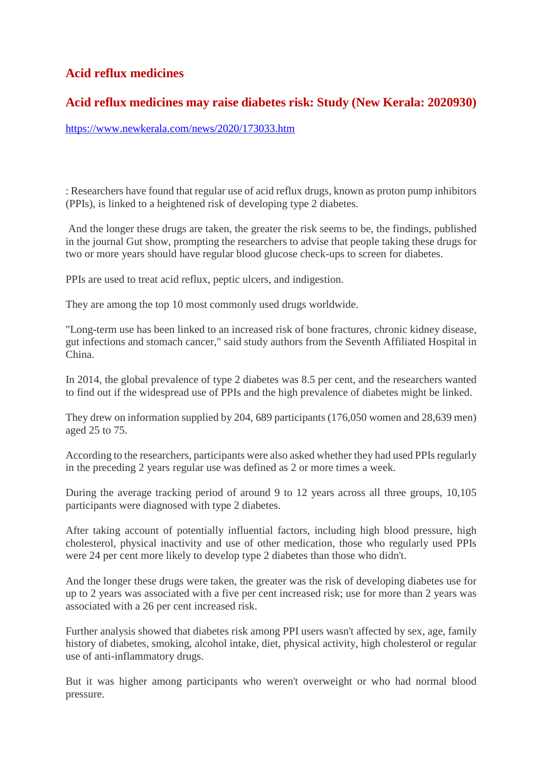## Acid reflux medicines

## Acid reflux medicines may raise diabetes risk: Study (New Kerala: 2020930)

https://www.newkerala.com/news/2020/173033.htm

: Researchers have found that regular use of acid reflux drugs, known as proton pump inhibitors (PPIs), is linked to a heightened risk of developing type 2 diabetes.

And the longer these drugs are taken, the greater the risk seems to be, the findings, published in the journal Gut show, prompting the researchers to advise that people taking these drugs for two or more years should have regular blood glucose check-ups to screen for diabetes.

PPIs are used to treat acid reflux, peptic ulcers, and indigestion.

They are among the top 10 most commonly used drugs worldwide.

"Long-term use has been linked to an increased risk of bone fractures, chronic kidney disease, gut infections and stomach cancer," said study authors from the Seventh Affiliated Hospital in China.

In 2014, the global prevalence of type 2 diabetes was 8.5 per cent, and the researchers wanted to find out if the widespread use of PPIs and the high prevalence of diabetes might be linked.

They drew on information supplied by 204, 689 participants (176,050 women and 28,639 men) aged 25 to 75.

According to the researchers, participants were also asked whether they had used PPIs regularly in the preceding 2 years regular use was defined as 2 or more times a week.

During the average tracking period of around 9 to 12 years across all three groups, 10,105 participants were diagnosed with type 2 diabetes.

After taking account of potentially influential factors, including high blood pressure, high cholesterol, physical inactivity and use of other medication, those who regularly used PPIs were 24 per cent more likely to develop type 2 diabetes than those who didn't.

And the longer these drugs were taken, the greater was the risk of developing diabetes use for up to 2 years was associated with a five per cent increased risk; use for more than 2 years was associated with a 26 per cent increased risk.

Further analysis showed that diabetes risk among PPI users wasn't affected by sex, age, family history of diabetes, smoking, alcohol intake, diet, physical activity, high cholesterol or regular use of anti-inflammatory drugs.

But it was higher among participants who weren't overweight or who had normal blood pressure.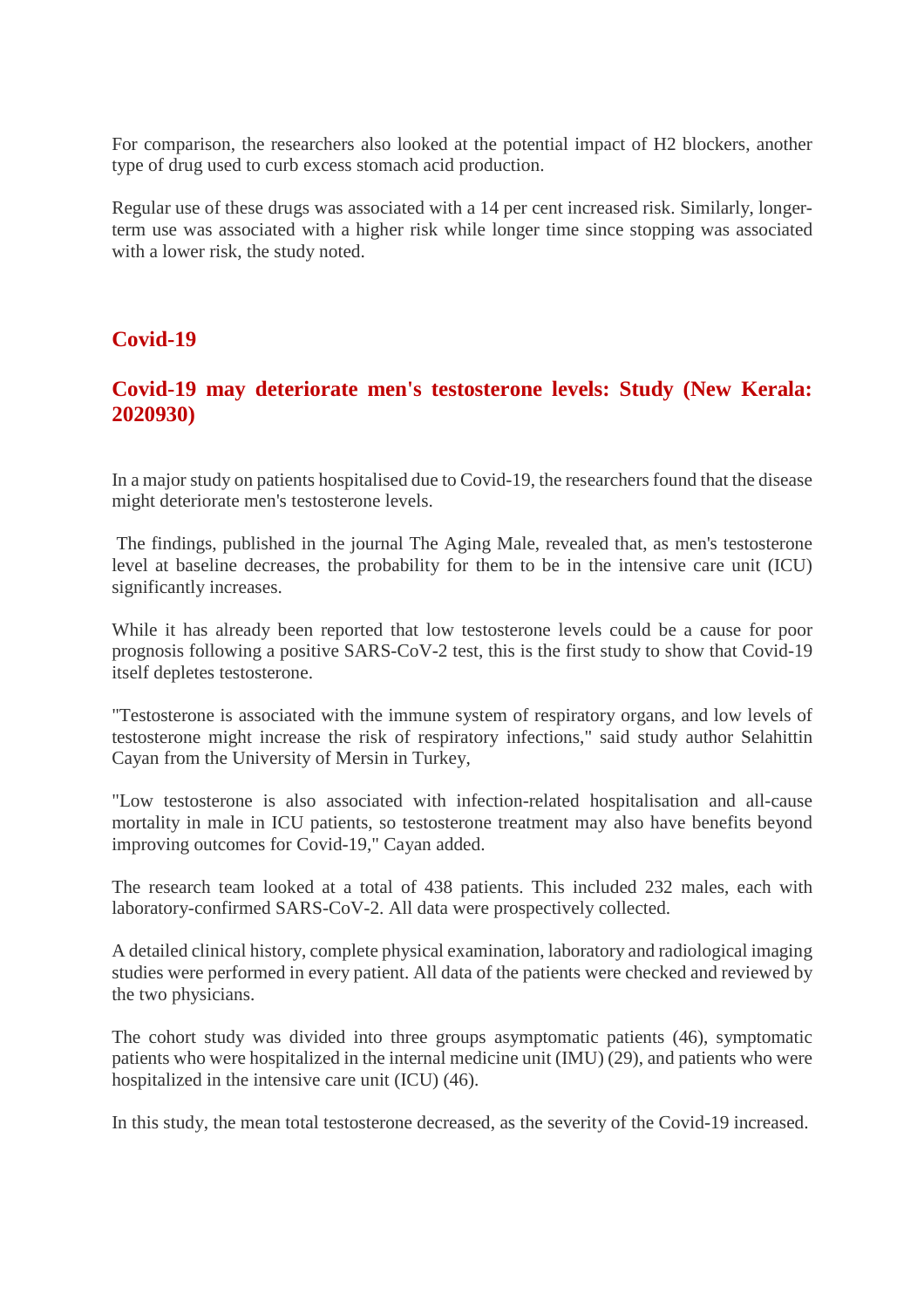For comparison, the researchers also looked at the potential impact of H2 blockers, another type of drug used to curb excess stomach acid production.

Regular use of these drugs was associated with a 14 per cent increased risk. Similarly, longer-term use was associated with a higher risk while longer time since stopping was associated with a lower risk, the study noted.

## Covid-19

### Covid-19 may deteriorate men's testosterone levels: Study (New Kerala: 2020930)

In a major study on patients hospitalised due to Covid-19, the researchers found that the disease might deteriorate men's testosterone levels.

The findings, published in the journal The Aging Male, revealed that, as men's testosterone level at baseline decreases, the probability for them to be in the intensive care unit (ICU) significantly increases.

While it has already been reported that low testosterone levels could be a cause for poor prognosis following a positive SARS-CoV-2 test, this is the first study to show that Covid-19 itself depletes testosterone.

"Testosterone is associated with the immune system of respiratory organs, and low levels of testosterone might increase the risk of respiratory infections," said study author Selahittin Cayan from the University of Mersin in Turkey,

"Low testosterone is also associated with infection-related hospitalisation and all-cause mortality in male in ICU patients, so testosterone treatment may also have benefits beyond improving outcomes for Covid-19," Cayan added.

The research team looked at a total of 438 patients. This included 232 males, each with laboratory-confirmed SARS-CoV-2. All data were prospectively collected.

A detailed clinical history, complete physical examination, laboratory and radiological imaging studies were performed in every patient. All data of the patients were checked and reviewed by the two physicians.

The cohort study was divided into three groups asymptomatic patients (46), symptomatic patients who were hospitalized in the internal medicine unit (IMU) (29), and patients who were hospitalized in the intensive care unit (ICU) (46).

In this study, the mean total testosterone decreased, as the severity of the Covid-19 increased.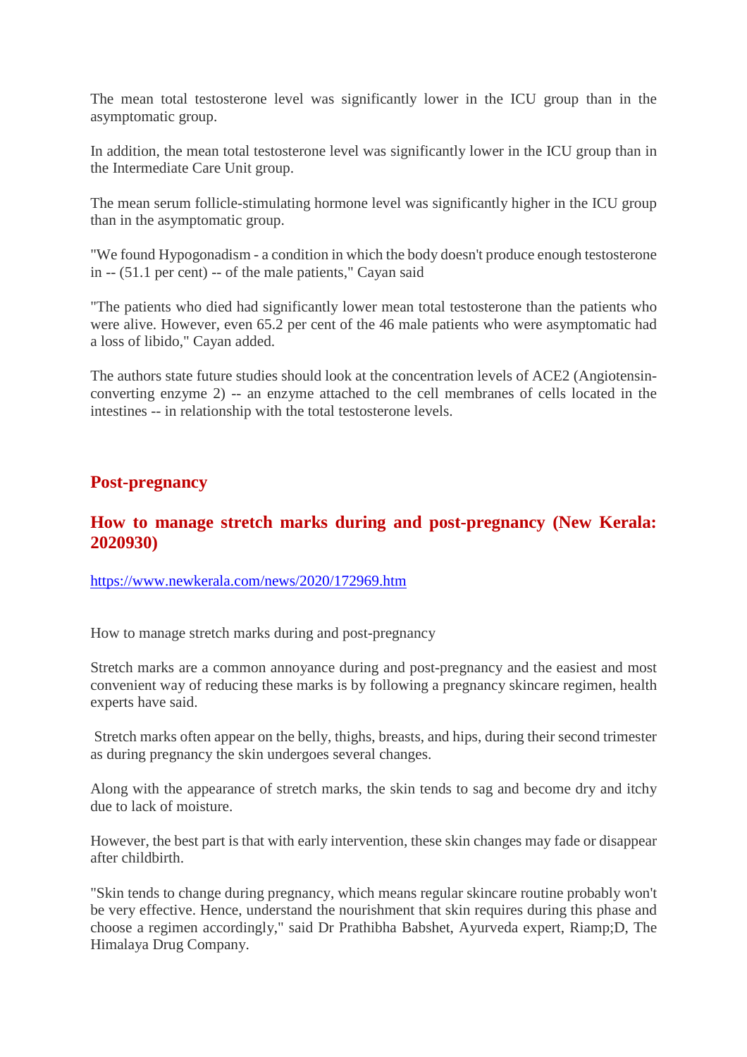The mean total testosterone level was significantly lower in the ICU group than in the asymptomatic group.

In addition, the mean total testosterone level was significantly lower in the ICU group than in the Intermediate Care Unit group.

The mean serum follicle-stimulating hormone level was significantly higher in the ICU group than in the asymptomatic group.

"We found Hypogonadism - a condition in which the body doesn't produce enough testosterone in -- (51.1 per cent) -- of the male patients," Cayan said

"The patients who died had significantly lower mean total testosterone than the patients who were alive. However, even 65.2 per cent of the 46 male patients who were asymptomatic had a loss of libido," Cayan added.

The authors state future studies should look at the concentration levels of ACE2 (Angiotensin-converting enzyme 2) -- an enzyme attached to the cell membranes of cells located in the intestines -- in relationship with the total testosterone levels.

## Post-pregnancy

### How to manage stretch marks during and post-pregnancy (New Kerala: 2020930)

https://www.newkerala.com/news/2020/172969.htm

How to manage stretch marks during and post-pregnancy

Stretch marks are a common annoyance during and post-pregnancy and the easiest and most convenient way of reducing these marks is by following a pregnancy skincare regimen, health experts have said.

Stretch marks often appear on the belly, thighs, breasts, and hips, during their second trimester as during pregnancy the skin undergoes several changes.

Along with the appearance of stretch marks, the skin tends to sag and become dry and itchy due to lack of moisture.

However, the best part is that with early intervention, these skin changes may fade or disappear after childbirth.

"Skin tends to change during pregnancy, which means regular skincare routine probably won't be very effective. Hence, understand the nourishment that skin requires during this phase and choose a regimen accordingly," said Dr Prathibha Babshet, Ayurveda expert, Riamp;D, The Himalaya Drug Company.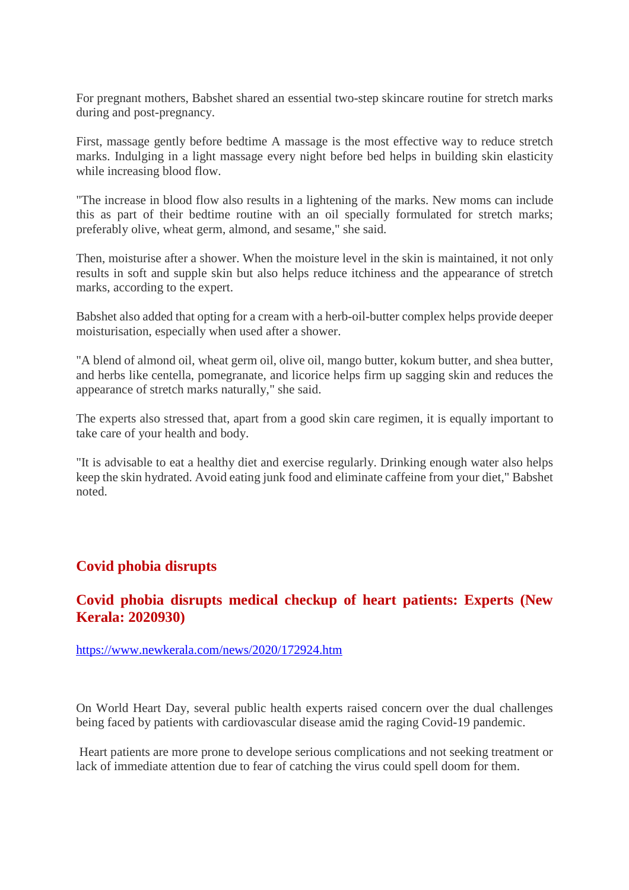For pregnant mothers, Babshet shared an essential two-step skincare routine for stretch marks during and post-pregnancy.

First, massage gently before bedtime A massage is the most effective way to reduce stretch marks. Indulging in a light massage every night before bed helps in building skin elasticity while increasing blood flow.

"The increase in blood flow also results in a lightening of the marks. New moms can include this as part of their bedtime routine with an oil specially formulated for stretch marks; preferably olive, wheat germ, almond, and sesame," she said.

Then, moisturise after a shower. When the moisture level in the skin is maintained, it not only results in soft and supple skin but also helps reduce itchiness and the appearance of stretch marks, according to the expert.

Babshet also added that opting for a cream with a herb-oil-butter complex helps provide deeper moisturisation, especially when used after a shower.

"A blend of almond oil, wheat germ oil, olive oil, mango butter, kokum butter, and shea butter, and herbs like centella, pomegranate, and licorice helps firm up sagging skin and reduces the appearance of stretch marks naturally," she said.

The experts also stressed that, apart from a good skin care regimen, it is equally important to take care of your health and body.

"It is advisable to eat a healthy diet and exercise regularly. Drinking enough water also helps keep the skin hydrated. Avoid eating junk food and eliminate caffeine from your diet," Babshet noted.

## Covid phobia disrupts

## Covid phobia disrupts medical checkup of heart patients: Experts (New Kerala: 2020930)

https://www.newkerala.com/news/2020/172924.htm

On World Heart Day, several public health experts raised concern over the dual challenges being faced by patients with cardiovascular disease amid the raging Covid-19 pandemic.

Heart patients are more prone to develope serious complications and not seeking treatment or lack of immediate attention due to fear of catching the virus could spell doom for them.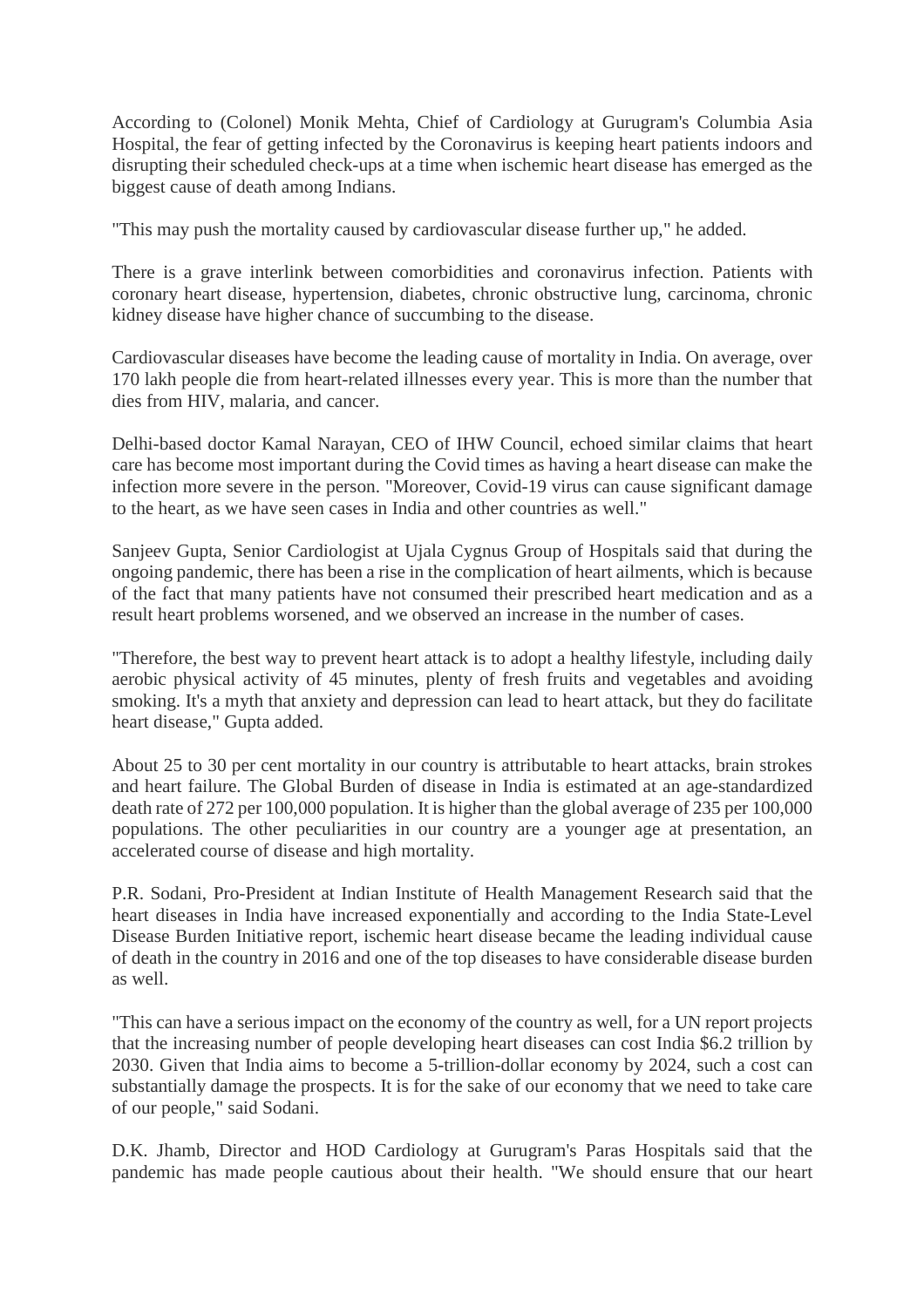According to (Colonel) Monik Mehta, Chief of Cardiology at Gurugram's Columbia Asia Hospital, the fear of getting infected by the Coronavirus is keeping heart patients indoors and disrupting their scheduled check-ups at a time when ischemic heart disease has emerged as the biggest cause of death among Indians.

"This may push the mortality caused by cardiovascular disease further up," he added.

There is a grave interlink between comorbidities and coronavirus infection. Patients with coronary heart disease, hypertension, diabetes, chronic obstructive lung, carcinoma, chronic kidney disease have higher chance of succumbing to the disease.

Cardiovascular diseases have become the leading cause of mortality in India. On average, over 170 lakh people die from heart-related illnesses every year. This is more than the number that dies from HIV, malaria, and cancer.

Delhi-based doctor Kamal Narayan, CEO of IHW Council, echoed similar claims that heart care has become most important during the Covid times as having a heart disease can make the infection more severe in the person. "Moreover, Covid-19 virus can cause significant damage to the heart, as we have seen cases in India and other countries as well."

Sanjeev Gupta, Senior Cardiologist at Ujala Cygnus Group of Hospitals said that during the ongoing pandemic, there has been a rise in the complication of heart ailments, which is because of the fact that many patients have not consumed their prescribed heart medication and as a result heart problems worsened, and we observed an increase in the number of cases.

"Therefore, the best way to prevent heart attack is to adopt a healthy lifestyle, including daily aerobic physical activity of 45 minutes, plenty of fresh fruits and vegetables and avoiding smoking. It's a myth that anxiety and depression can lead to heart attack, but they do facilitate heart disease," Gupta added.

About 25 to 30 per cent mortality in our country is attributable to heart attacks, brain strokes and heart failure. The Global Burden of disease in India is estimated at an age-standardized death rate of 272 per 100,000 population. It is higher than the global average of 235 per 100,000 populations. The other peculiarities in our country are a younger age at presentation, an accelerated course of disease and high mortality.

P.R. Sodani, Pro-President at Indian Institute of Health Management Research said that the heart diseases in India have increased exponentially and according to the India State-Level Disease Burden Initiative report, ischemic heart disease became the leading individual cause of death in the country in 2016 and one of the top diseases to have considerable disease burden as well.

"This can have a serious impact on the economy of the country as well, for a UN report projects that the increasing number of people developing heart diseases can cost India \$6.2 trillion by 2030. Given that India aims to become a 5-trillion-dollar economy by 2024, such a cost can substantially damage the prospects. It is for the sake of our economy that we need to take care of our people," said Sodani.

D.K. Jhamb, Director and HOD Cardiology at Gurugram's Paras Hospitals said that the pandemic has made people cautious about their health. "We should ensure that our heart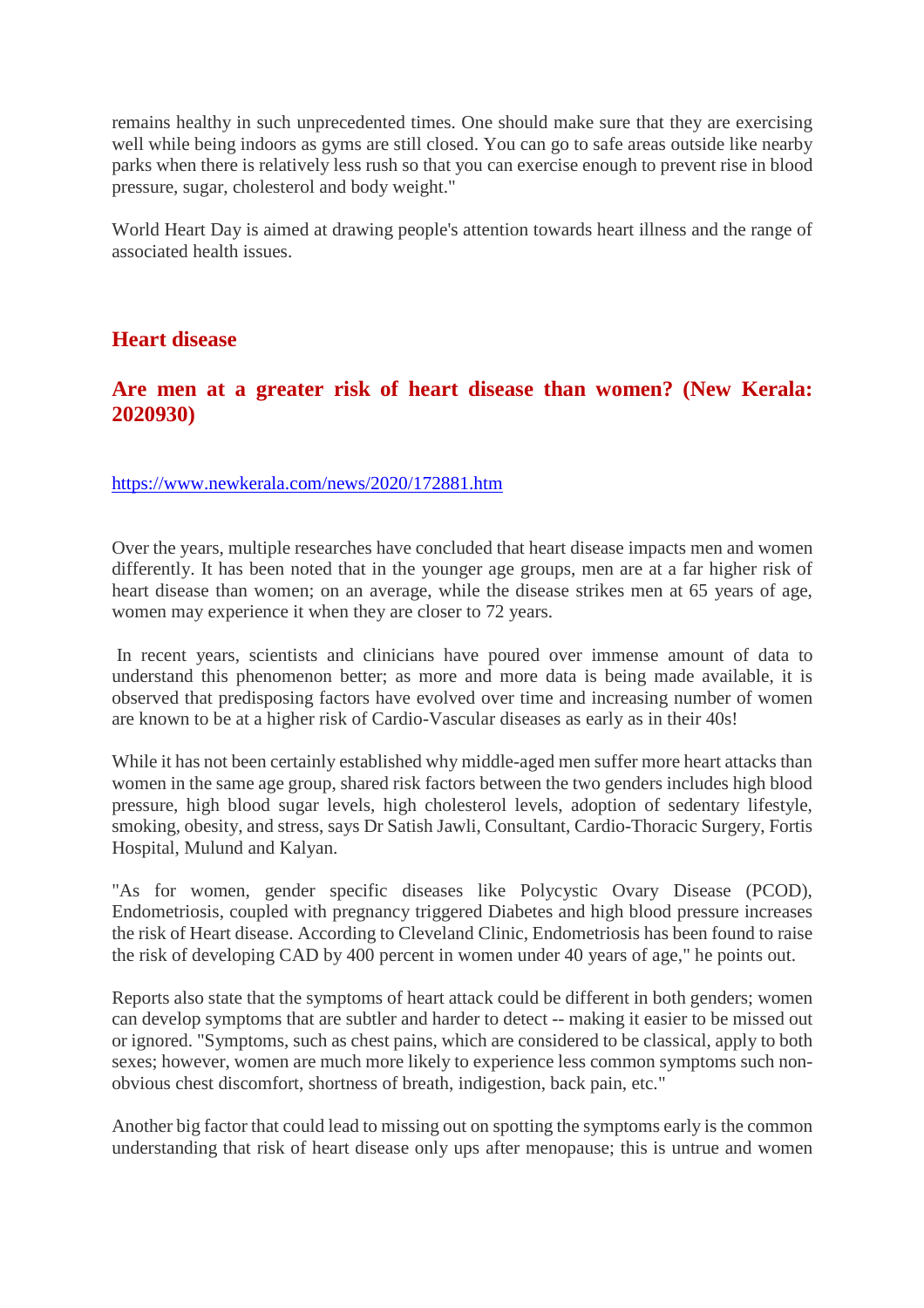remains healthy in such unprecedented times. One should make sure that they are exercising well while being indoors as gyms are still closed. You can go to safe areas outside like nearby parks when there is relatively less rush so that you can exercise enough to prevent rise in blood pressure, sugar, cholesterol and body weight."

World Heart Day is aimed at drawing people's attention towards heart illness and the range of associated health issues.

## Heart disease

### Are men at a greater risk of heart disease than women? (New Kerala: 2020930)

https://www.newkerala.com/news/2020/172881.htm

Over the years, multiple researches have concluded that heart disease impacts men and women differently. It has been noted that in the younger age groups, men are at a far higher risk of heart disease than women; on an average, while the disease strikes men at 65 years of age, women may experience it when they are closer to 72 years.

In recent years, scientists and clinicians have poured over immense amount of data to understand this phenomenon better; as more and more data is being made available, it is observed that predisposing factors have evolved over time and increasing number of women are known to be at a higher risk of Cardio-Vascular diseases as early as in their 40s!

While it has not been certainly established why middle-aged men suffer more heart attacks than women in the same age group, shared risk factors between the two genders includes high blood pressure, high blood sugar levels, high cholesterol levels, adoption of sedentary lifestyle, smoking, obesity, and stress, says Dr Satish Jawli, Consultant, Cardio-Thoracic Surgery, Fortis Hospital, Mulund and Kalyan.

"As for women, gender specific diseases like Polycystic Ovary Disease (PCOD), Endometriosis, coupled with pregnancy triggered Diabetes and high blood pressure increases the risk of Heart disease. According to Cleveland Clinic, Endometriosis has been found to raise the risk of developing CAD by 400 percent in women under 40 years of age," he points out.

Reports also state that the symptoms of heart attack could be different in both genders; women can develop symptoms that are subtler and harder to detect -- making it easier to be missed out or ignored. "Symptoms, such as chest pains, which are considered to be classical, apply to both sexes; however, women are much more likely to experience less common symptoms such non-obvious chest discomfort, shortness of breath, indigestion, back pain, etc."

Another big factor that could lead to missing out on spotting the symptoms early is the common understanding that risk of heart disease only ups after menopause; this is untrue and women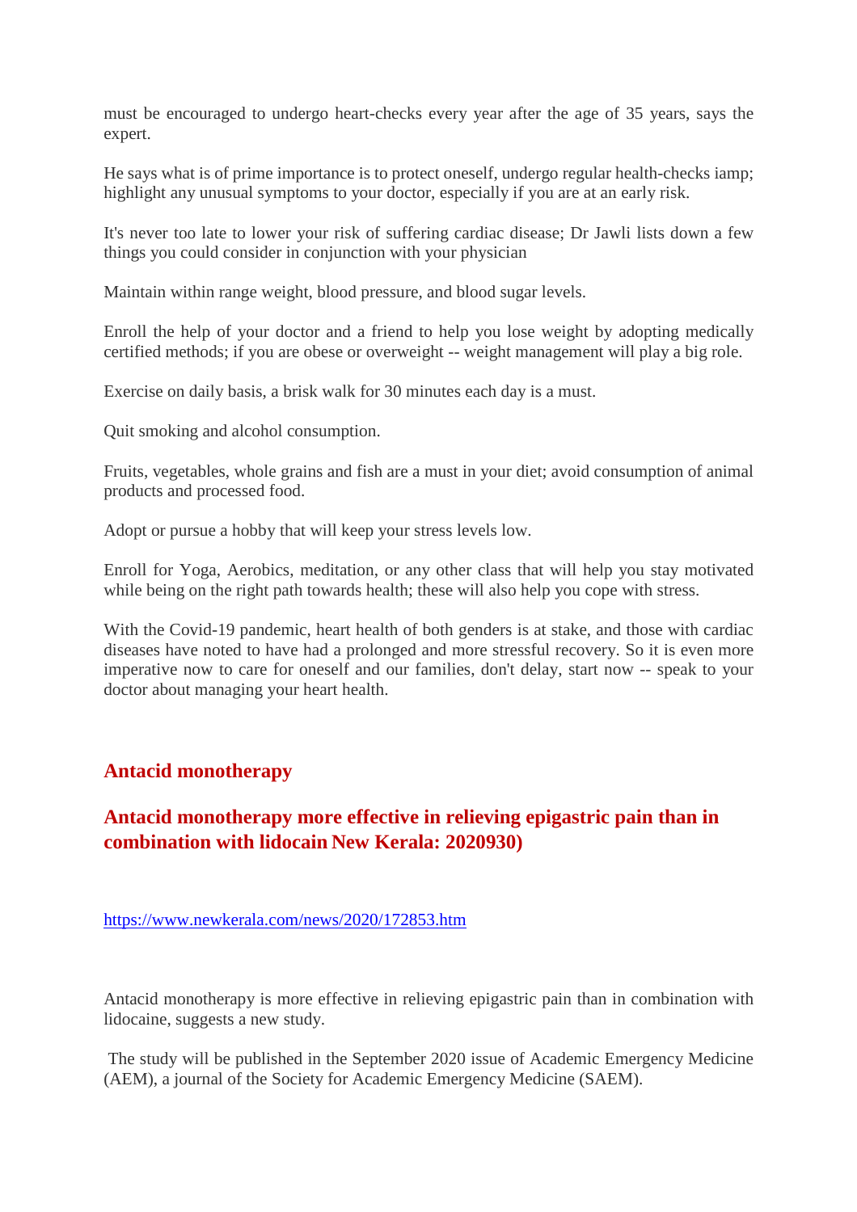must be encouraged to undergo heart-checks every year after the age of 35 years, says the expert.

He says what is of prime importance is to protect oneself, undergo regular health-checks iamp; highlight any unusual symptoms to your doctor, especially if you are at an early risk.

It's never too late to lower your risk of suffering cardiac disease; Dr Jawli lists down a few things you could consider in conjunction with your physician

Maintain within range weight, blood pressure, and blood sugar levels.

Enroll the help of your doctor and a friend to help you lose weight by adopting medically certified methods; if you are obese or overweight -- weight management will play a big role.

Exercise on daily basis, a brisk walk for 30 minutes each day is a must.

Quit smoking and alcohol consumption.

Fruits, vegetables, whole grains and fish are a must in your diet; avoid consumption of animal products and processed food.

Adopt or pursue a hobby that will keep your stress levels low.

Enroll for Yoga, Aerobics, meditation, or any other class that will help you stay motivated while being on the right path towards health; these will also help you cope with stress.

With the Covid-19 pandemic, heart health of both genders is at stake, and those with cardiac diseases have noted to have had a prolonged and more stressful recovery. So it is even more imperative now to care for oneself and our families, don't delay, start now -- speak to your doctor about managing your heart health.

## Antacid monotherapy

## Antacid monotherapy more effective in relieving epigastric pain than in combination with lidocain New Kerala: 2020930)

https://www.newkerala.com/news/2020/172853.htm

Antacid monotherapy is more effective in relieving epigastric pain than in combination with lidocaine, suggests a new study.

The study will be published in the September 2020 issue of Academic Emergency Medicine (AEM), a journal of the Society for Academic Emergency Medicine (SAEM).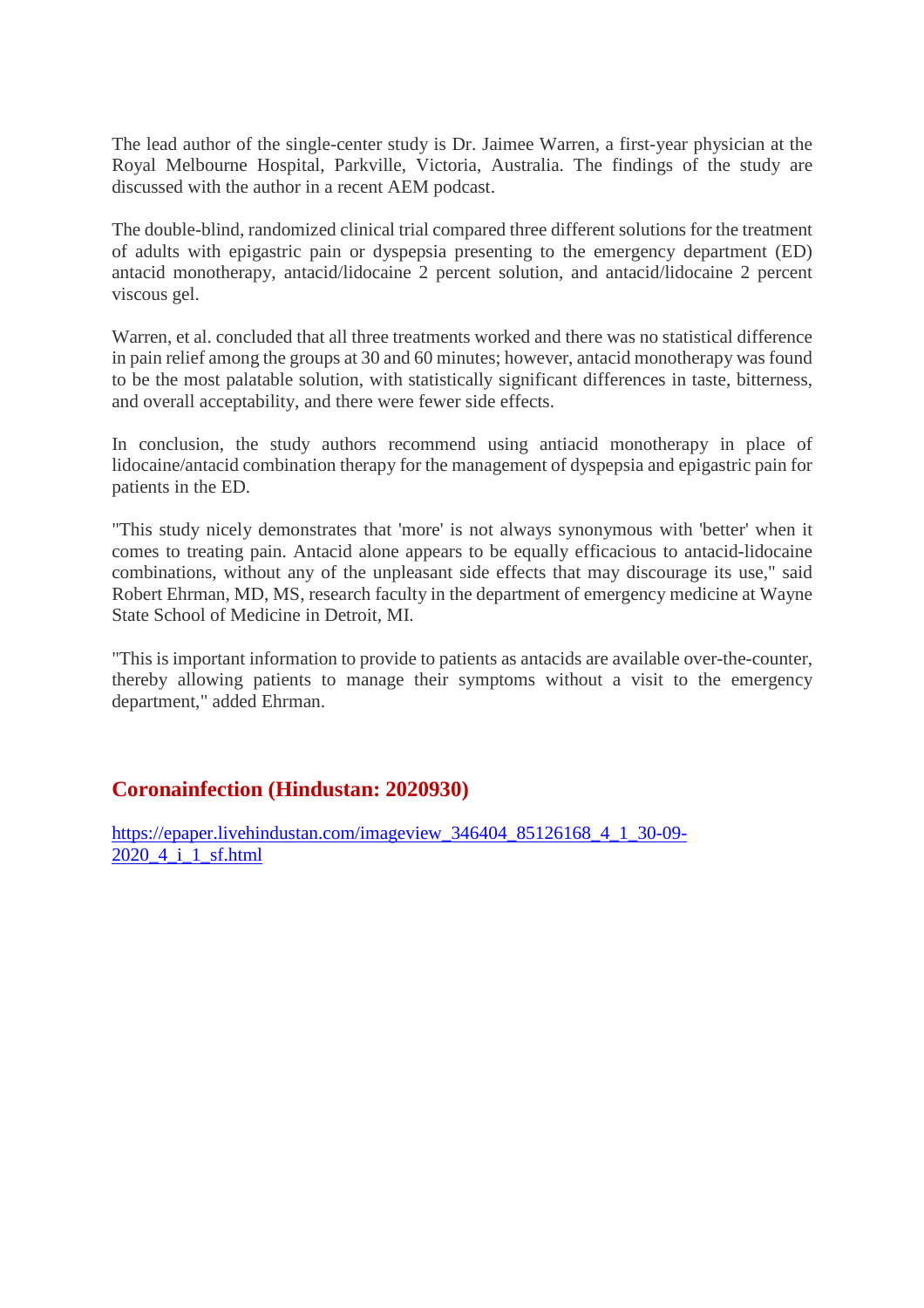The lead author of the single-center study is Dr. Jaimee Warren, a first-year physician at the Royal Melbourne Hospital, Parkville, Victoria, Australia. The findings of the study are discussed with the author in a recent AEM podcast.

The double-blind, randomized clinical trial compared three different solutions for the treatment of adults with epigastric pain or dyspepsia presenting to the emergency department (ED) antacid monotherapy, antacid/lidocaine 2 percent solution, and antacid/lidocaine 2 percent viscous gel.

Warren, et al. concluded that all three treatments worked and there was no statistical difference in pain relief among the groups at 30 and 60 minutes; however, antacid monotherapy was found to be the most palatable solution, with statistically significant differences in taste, bitterness, and overall acceptability, and there were fewer side effects.

In conclusion, the study authors recommend using antiacid monotherapy in place of lidocaine/antacid combination therapy for the management of dyspepsia and epigastric pain for patients in the ED.

"This study nicely demonstrates that 'more' is not always synonymous with 'better' when it comes to treating pain. Antacid alone appears to be equally efficacious to antacid-lidocaine combinations, without any of the unpleasant side effects that may discourage its use," said Robert Ehrman, MD, MS, research faculty in the department of emergency medicine at Wayne State School of Medicine in Detroit, MI.

"This is important information to provide to patients as antacids are available over-the-counter, thereby allowing patients to manage their symptoms without a visit to the emergency department," added Ehrman.

## Coronainfection (Hindustan: 2020930)

https://epaper.livehindustan.com/imageview_346404_85126168_4_1_30-09-2020_4_i_1_sf.html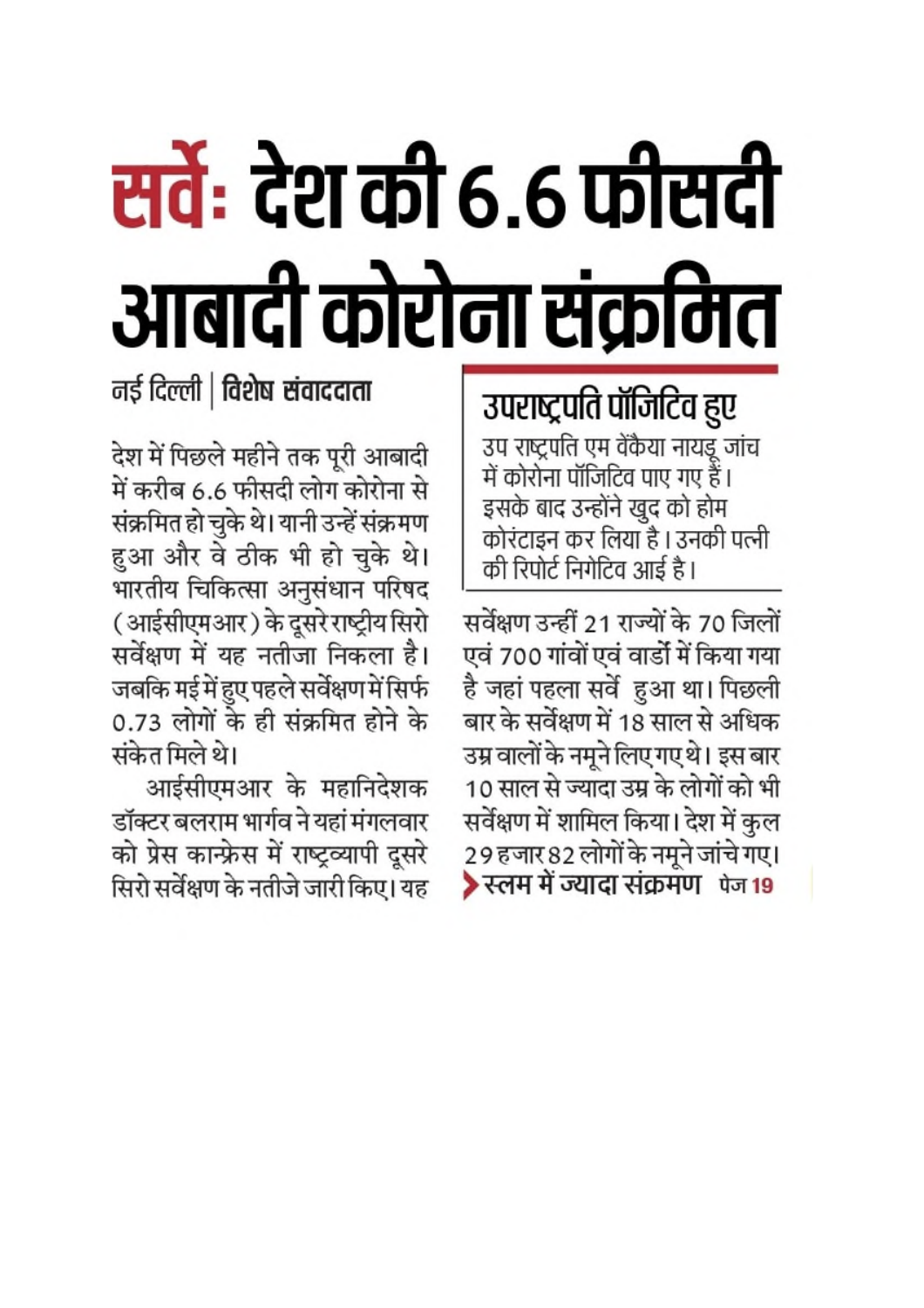# सर्वे: देश की 6.6 फीसदी आबादी कोरोना संक्रमित

नई दिल्ली | **विशेष संवाददाता**

देश में पिछले महीने तक पूरी आबादी में करीब 6.6 फीसदी लोग कोरोना से संक्रमित हो चुके थे। यानी उन्हें संक्रमण हुआ और वे ठीक भी हो चुके थे। भारतीय चिकित्सा अनुसंधान परिषद (आईसीएमआर) के दूसरे राष्ट्रीय सिरो सर्वेक्षण में यह नतीजा निकला है। जबकि मई में हुए पहले सर्वेक्षण में सिर्फ 0.73 लोगों के ही संक्रमित होने के संकेत मिले थे।

आईसीएमआर के महानिदेशक डॉक्टर बलराम भार्गव ने यहां मंगलवार को प्रेस कान्फ्रेस में राष्ट्रव्यापी दूसरे सिरो सर्वेक्षण के नतीजे जारी किए। यह सर्वेक्षण उन्हीं 21 राज्यों के 70 जिलों एवं 700 गांवों एवं वार्डों में किया गया है जहां पहला सर्वे हुआ था। पिछली बार के सर्वेक्षण में 18 साल से अधिक उम्र वालों के नमूने लिए गए थे। इस बार 10 साल से ज्यादा उम्र के लोगों को भी सर्वेक्षण में शामिल किया। देश में कुल 29 हजार 82 लोगों के नमूने जांचे गए।

**स्लम में ज्यादा संक्रमण** पेज 19

## उपराष्ट्रपति पॉजिटिव हुए

उप राष्ट्रपति एम वेंकैया नायडू जांच में कोरोना पॉजिटिव पाए गए हैं। इसके बाद उन्होंने खुद को होम कोरंटाइन कर लिया है। उनकी पत्नी की रिपोर्ट निगेटिव आई है।